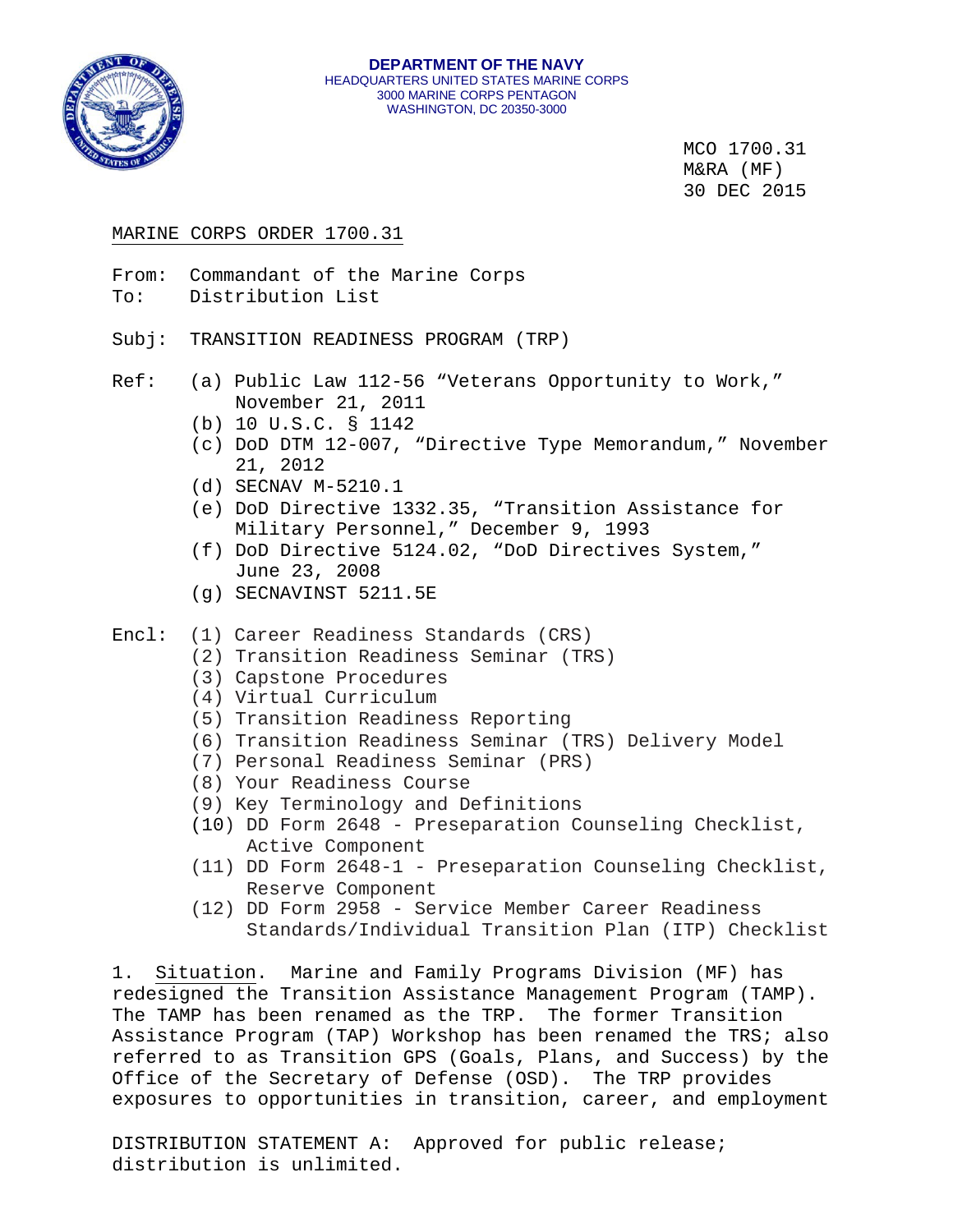**DEPARTMENT OF THE NAVY**
HEADQUARTERS UNITED STATES MARINE CORPS
3000 MARINE CORPS PENTAGON
WASHINGTON, DC 20350-3000

MCO 1700.31
M&RA (MF)
30 DEC 2015

MARINE CORPS ORDER 1700.31

From: Commandant of the Marine Corps
To: Distribution List

Subj: TRANSITION READINESS PROGRAM (TRP)

Ref: (a) Public Law 112-56 "Veterans Opportunity to Work," November 21, 2011
(b) 10 U.S.C. § 1142
(c) DoD DTM 12-007, "Directive Type Memorandum," November 21, 2012
(d) SECNAV M-5210.1
(e) DoD Directive 1332.35, "Transition Assistance for Military Personnel," December 9, 1993
(f) DoD Directive 5124.02, "DoD Directives System," June 23, 2008
(g) SECNAVINST 5211.5E

Encl: (1) Career Readiness Standards (CRS)
(2) Transition Readiness Seminar (TRS)
(3) Capstone Procedures
(4) Virtual Curriculum
(5) Transition Readiness Reporting
(6) Transition Readiness Seminar (TRS) Delivery Model
(7) Personal Readiness Seminar (PRS)
(8) Your Readiness Course
(9) Key Terminology and Definitions
(10) DD Form 2648 - Preseparation Counseling Checklist, Active Component
(11) DD Form 2648-1 - Preseparation Counseling Checklist, Reserve Component
(12) DD Form 2958 - Service Member Career Readiness Standards/Individual Transition Plan (ITP) Checklist

1. Situation. Marine and Family Programs Division (MF) has redesigned the Transition Assistance Management Program (TAMP). The TAMP has been renamed as the TRP. The former Transition Assistance Program (TAP) Workshop has been renamed the TRS; also referred to as Transition GPS (Goals, Plans, and Success) by the Office of the Secretary of Defense (OSD). The TRP provides exposures to opportunities in transition, career, and employment

DISTRIBUTION STATEMENT A: Approved for public release; distribution is unlimited.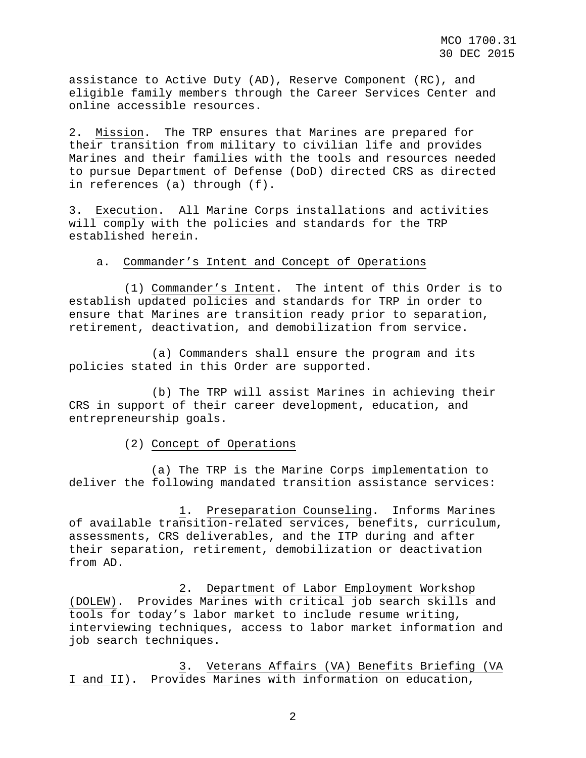assistance to Active Duty (AD), Reserve Component (RC), and eligible family members through the Career Services Center and online accessible resources.

2. Mission. The TRP ensures that Marines are prepared for their transition from military to civilian life and provides Marines and their families with the tools and resources needed to pursue Department of Defense (DoD) directed CRS as directed in references (a) through (f).

3. Execution. All Marine Corps installations and activities will comply with the policies and standards for the TRP established herein.

a. Commander's Intent and Concept of Operations

(1) Commander's Intent. The intent of this Order is to establish updated policies and standards for TRP in order to ensure that Marines are transition ready prior to separation, retirement, deactivation, and demobilization from service.

(a) Commanders shall ensure the program and its policies stated in this Order are supported.

(b) The TRP will assist Marines in achieving their CRS in support of their career development, education, and entrepreneurship goals.

(2) Concept of Operations

(a) The TRP is the Marine Corps implementation to deliver the following mandated transition assistance services:

1. Preseparation Counseling. Informs Marines of available transition-related services, benefits, curriculum, assessments, CRS deliverables, and the ITP during and after their separation, retirement, demobilization or deactivation from AD.

2. Department of Labor Employment Workshop (DOLEW). Provides Marines with critical job search skills and tools for today's labor market to include resume writing, interviewing techniques, access to labor market information and job search techniques.

3. Veterans Affairs (VA) Benefits Briefing (VA I and II). Provides Marines with information on education,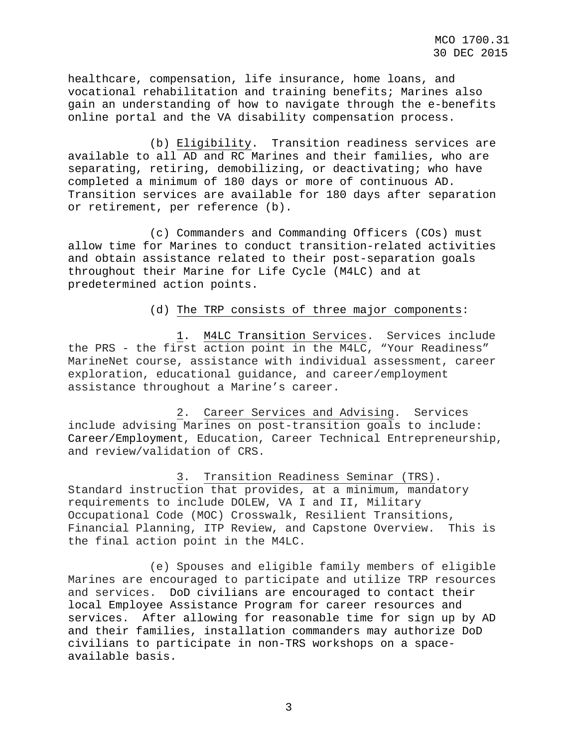healthcare, compensation, life insurance, home loans, and vocational rehabilitation and training benefits; Marines also gain an understanding of how to navigate through the e-benefits online portal and the VA disability compensation process.

(b) Eligibility. Transition readiness services are available to all AD and RC Marines and their families, who are separating, retiring, demobilizing, or deactivating; who have completed a minimum of 180 days or more of continuous AD. Transition services are available for 180 days after separation or retirement, per reference (b).

(c) Commanders and Commanding Officers (COs) must allow time for Marines to conduct transition-related activities and obtain assistance related to their post-separation goals throughout their Marine for Life Cycle (M4LC) and at predetermined action points.

(d) The TRP consists of three major components:

1. M4LC Transition Services. Services include the PRS - the first action point in the M4LC, "Your Readiness" MarineNet course, assistance with individual assessment, career exploration, educational guidance, and career/employment assistance throughout a Marine's career.

2. Career Services and Advising. Services include advising Marines on post-transition goals to include: Career/Employment, Education, Career Technical Entrepreneurship, and review/validation of CRS.

3. Transition Readiness Seminar (TRS). Standard instruction that provides, at a minimum, mandatory requirements to include DOLEW, VA I and II, Military Occupational Code (MOC) Crosswalk, Resilient Transitions, Financial Planning, ITP Review, and Capstone Overview. This is the final action point in the M4LC.

(e) Spouses and eligible family members of eligible Marines are encouraged to participate and utilize TRP resources and services. DoD civilians are encouraged to contact their local Employee Assistance Program for career resources and services. After allowing for reasonable time for sign up by AD and their families, installation commanders may authorize DoD civilians to participate in non-TRS workshops on a space-available basis.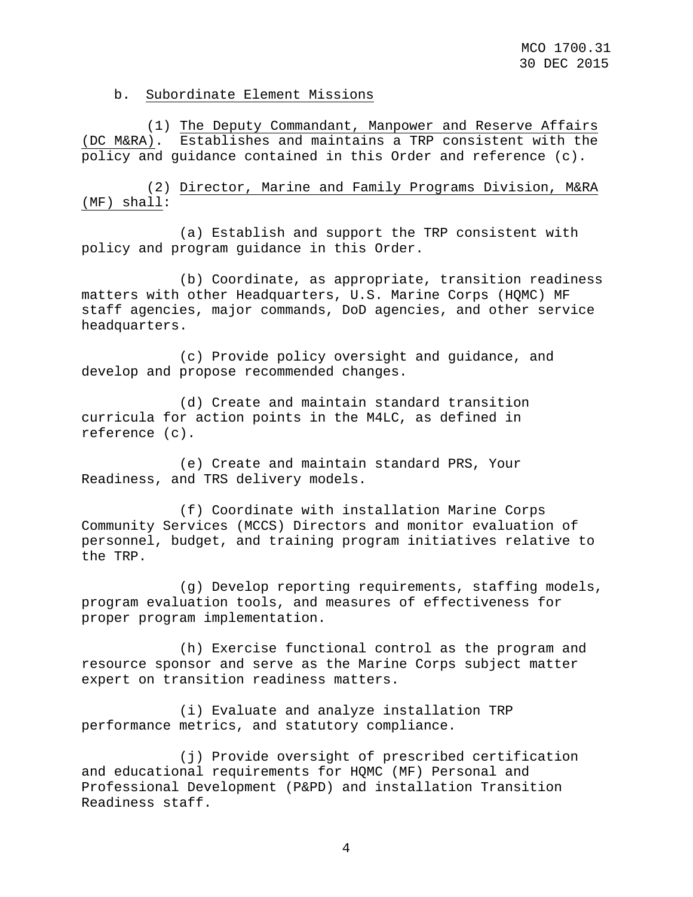b. Subordinate Element Missions

(1) The Deputy Commandant, Manpower and Reserve Affairs (DC M&RA). Establishes and maintains a TRP consistent with the policy and guidance contained in this Order and reference (c).

(2) Director, Marine and Family Programs Division, M&RA (MF) shall:

(a) Establish and support the TRP consistent with policy and program guidance in this Order.

(b) Coordinate, as appropriate, transition readiness matters with other Headquarters, U.S. Marine Corps (HQMC) MF staff agencies, major commands, DoD agencies, and other service headquarters.

(c) Provide policy oversight and guidance, and develop and propose recommended changes.

(d) Create and maintain standard transition curricula for action points in the M4LC, as defined in reference (c).

(e) Create and maintain standard PRS, Your Readiness, and TRS delivery models.

(f) Coordinate with installation Marine Corps Community Services (MCCS) Directors and monitor evaluation of personnel, budget, and training program initiatives relative to the TRP.

(g) Develop reporting requirements, staffing models, program evaluation tools, and measures of effectiveness for proper program implementation.

(h) Exercise functional control as the program and resource sponsor and serve as the Marine Corps subject matter expert on transition readiness matters.

(i) Evaluate and analyze installation TRP performance metrics, and statutory compliance.

(j) Provide oversight of prescribed certification and educational requirements for HQMC (MF) Personal and Professional Development (P&PD) and installation Transition Readiness staff.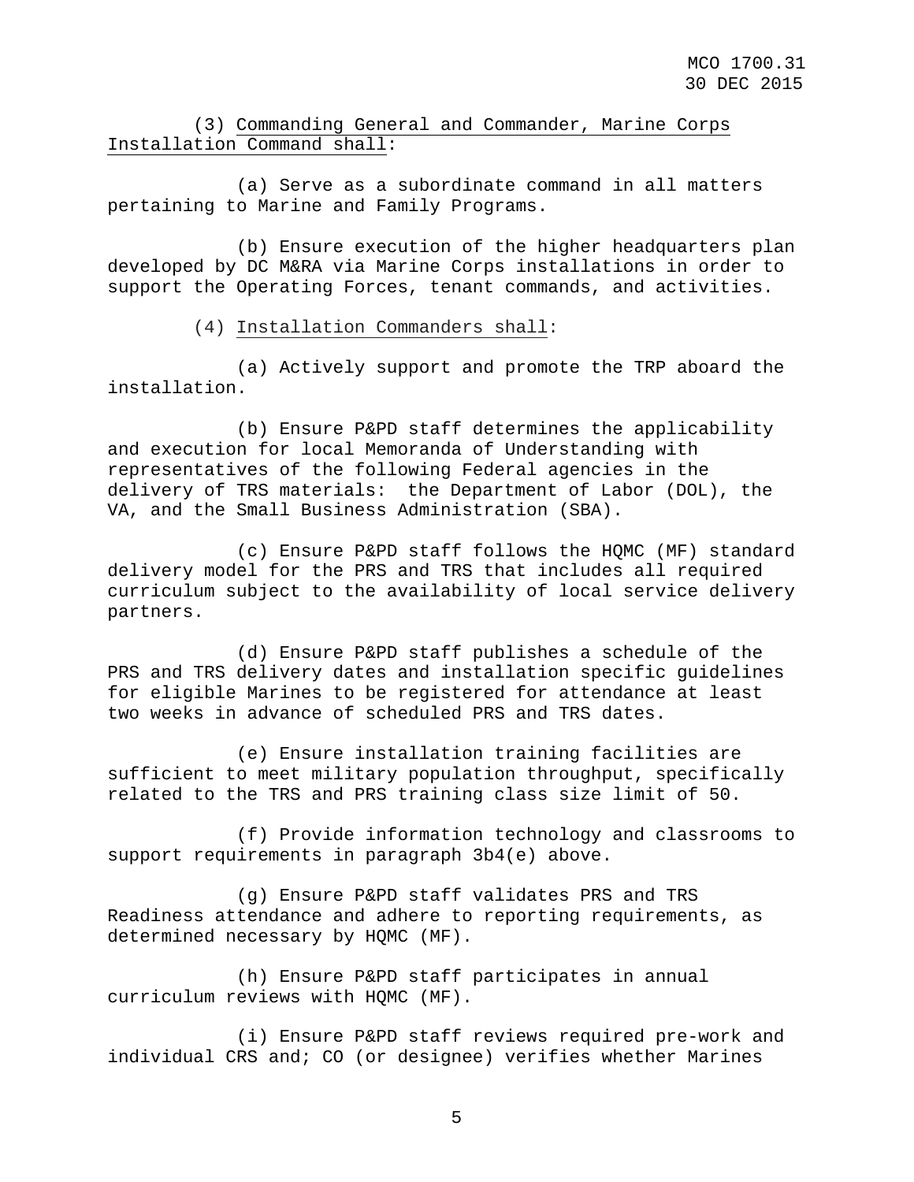(3) Commanding General and Commander, Marine Corps Installation Command shall:

(a) Serve as a subordinate command in all matters pertaining to Marine and Family Programs.

(b) Ensure execution of the higher headquarters plan developed by DC M&RA via Marine Corps installations in order to support the Operating Forces, tenant commands, and activities.

(4) Installation Commanders shall:

(a) Actively support and promote the TRP aboard the installation.

(b) Ensure P&PD staff determines the applicability and execution for local Memoranda of Understanding with representatives of the following Federal agencies in the delivery of TRS materials: the Department of Labor (DOL), the VA, and the Small Business Administration (SBA).

(c) Ensure P&PD staff follows the HQMC (MF) standard delivery model for the PRS and TRS that includes all required curriculum subject to the availability of local service delivery partners.

(d) Ensure P&PD staff publishes a schedule of the PRS and TRS delivery dates and installation specific guidelines for eligible Marines to be registered for attendance at least two weeks in advance of scheduled PRS and TRS dates.

(e) Ensure installation training facilities are sufficient to meet military population throughput, specifically related to the TRS and PRS training class size limit of 50.

(f) Provide information technology and classrooms to support requirements in paragraph 3b4(e) above.

(g) Ensure P&PD staff validates PRS and TRS Readiness attendance and adhere to reporting requirements, as determined necessary by HQMC (MF).

(h) Ensure P&PD staff participates in annual curriculum reviews with HQMC (MF).

(i) Ensure P&PD staff reviews required pre-work and individual CRS and; CO (or designee) verifies whether Marines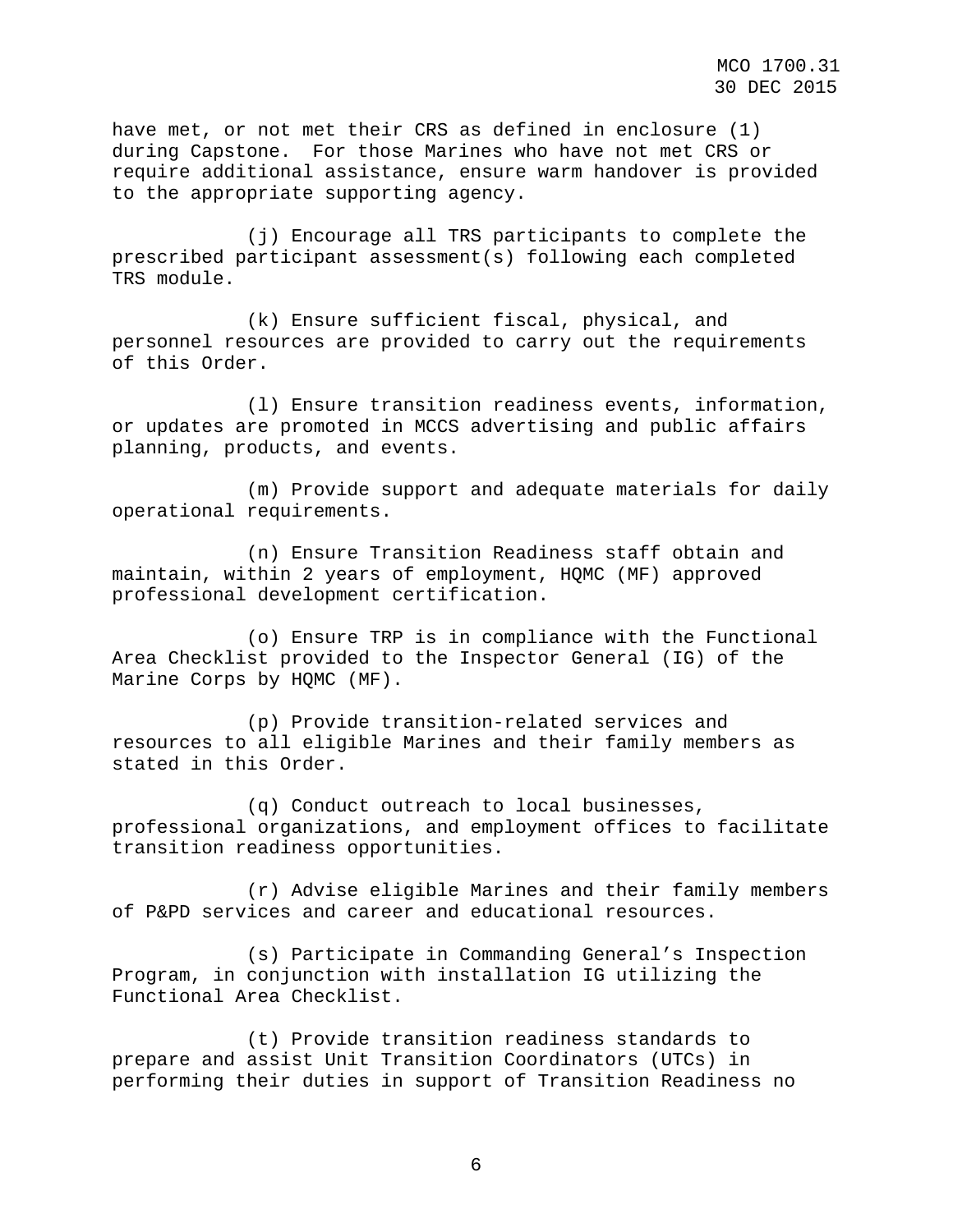have met, or not met their CRS as defined in enclosure (1) during Capstone. For those Marines who have not met CRS or require additional assistance, ensure warm handover is provided to the appropriate supporting agency.

(j) Encourage all TRS participants to complete the prescribed participant assessment(s) following each completed TRS module.

(k) Ensure sufficient fiscal, physical, and personnel resources are provided to carry out the requirements of this Order.

(l) Ensure transition readiness events, information, or updates are promoted in MCCS advertising and public affairs planning, products, and events.

(m) Provide support and adequate materials for daily operational requirements.

(n) Ensure Transition Readiness staff obtain and maintain, within 2 years of employment, HQMC (MF) approved professional development certification.

(o) Ensure TRP is in compliance with the Functional Area Checklist provided to the Inspector General (IG) of the Marine Corps by HQMC (MF).

(p) Provide transition-related services and resources to all eligible Marines and their family members as stated in this Order.

(q) Conduct outreach to local businesses, professional organizations, and employment offices to facilitate transition readiness opportunities.

(r) Advise eligible Marines and their family members of P&PD services and career and educational resources.

(s) Participate in Commanding General's Inspection Program, in conjunction with installation IG utilizing the Functional Area Checklist.

(t) Provide transition readiness standards to prepare and assist Unit Transition Coordinators (UTCs) in performing their duties in support of Transition Readiness no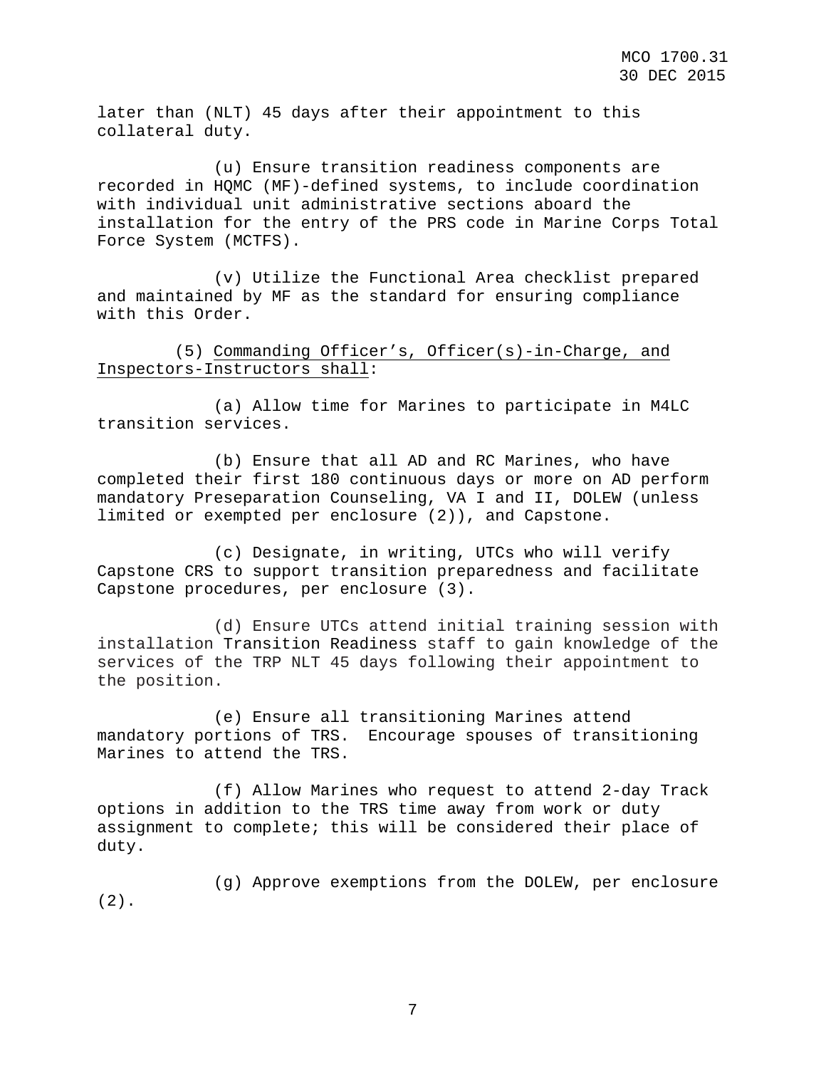later than (NLT) 45 days after their appointment to this collateral duty.

(u) Ensure transition readiness components are recorded in HQMC (MF)-defined systems, to include coordination with individual unit administrative sections aboard the installation for the entry of the PRS code in Marine Corps Total Force System (MCTFS).

(v) Utilize the Functional Area checklist prepared and maintained by MF as the standard for ensuring compliance with this Order.

(5) <u>Commanding Officer's, Officer(s)-in-Charge, and Inspectors-Instructors shall</u>:

(a) Allow time for Marines to participate in M4LC transition services.

(b) Ensure that all AD and RC Marines, who have completed their first 180 continuous days or more on AD perform mandatory Preseparation Counseling, VA I and II, DOLEW (unless limited or exempted per enclosure (2)), and Capstone.

(c) Designate, in writing, UTCs who will verify Capstone CRS to support transition preparedness and facilitate Capstone procedures, per enclosure (3).

(d) Ensure UTCs attend initial training session with installation Transition Readiness staff to gain knowledge of the services of the TRP NLT 45 days following their appointment to the position.

(e) Ensure all transitioning Marines attend mandatory portions of TRS. Encourage spouses of transitioning Marines to attend the TRS.

(f) Allow Marines who request to attend 2-day Track options in addition to the TRS time away from work or duty assignment to complete; this will be considered their place of duty.

(g) Approve exemptions from the DOLEW, per enclosure (2).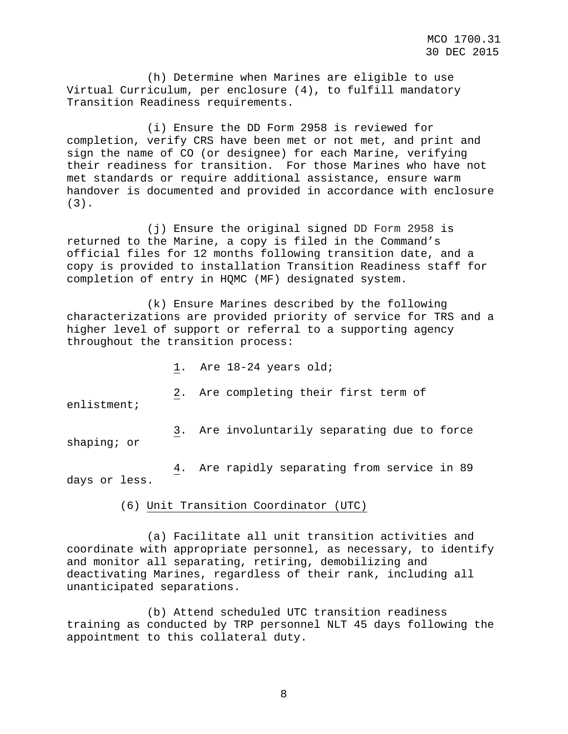(h) Determine when Marines are eligible to use Virtual Curriculum, per enclosure (4), to fulfill mandatory Transition Readiness requirements.

(i) Ensure the DD Form 2958 is reviewed for completion, verify CRS have been met or not met, and print and sign the name of CO (or designee) for each Marine, verifying their readiness for transition. For those Marines who have not met standards or require additional assistance, ensure warm handover is documented and provided in accordance with enclosure (3).

(j) Ensure the original signed DD Form 2958 is returned to the Marine, a copy is filed in the Command's official files for 12 months following transition date, and a copy is provided to installation Transition Readiness staff for completion of entry in HQMC (MF) designated system.

(k) Ensure Marines described by the following characterizations are provided priority of service for TRS and a higher level of support or referral to a supporting agency throughout the transition process:

1. Are 18-24 years old;

2. Are completing their first term of enlistment;

3. Are involuntarily separating due to force shaping; or

4. Are rapidly separating from service in 89 days or less.

(6) Unit Transition Coordinator (UTC)

(a) Facilitate all unit transition activities and coordinate with appropriate personnel, as necessary, to identify and monitor all separating, retiring, demobilizing and deactivating Marines, regardless of their rank, including all unanticipated separations.

(b) Attend scheduled UTC transition readiness training as conducted by TRP personnel NLT 45 days following the appointment to this collateral duty.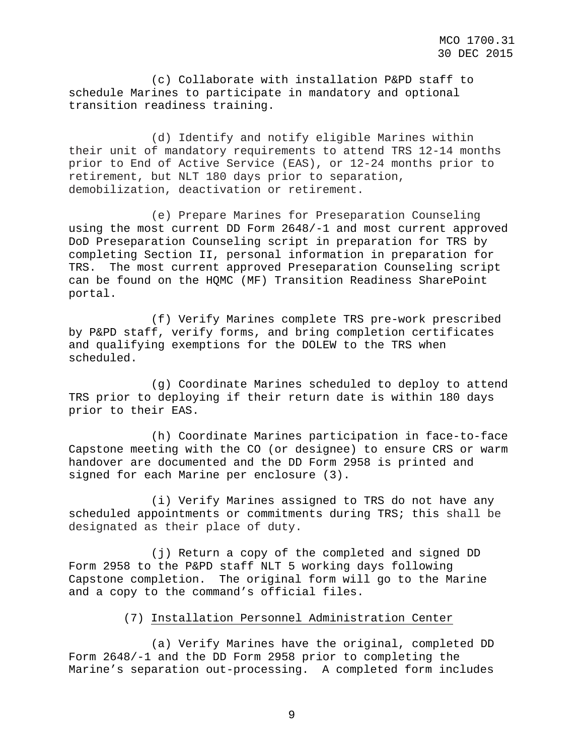(c) Collaborate with installation P&PD staff to schedule Marines to participate in mandatory and optional transition readiness training.

(d) Identify and notify eligible Marines within their unit of mandatory requirements to attend TRS 12-14 months prior to End of Active Service (EAS), or 12-24 months prior to retirement, but NLT 180 days prior to separation, demobilization, deactivation or retirement.

(e) Prepare Marines for Preseparation Counseling using the most current DD Form 2648/-1 and most current approved DoD Preseparation Counseling script in preparation for TRS by completing Section II, personal information in preparation for TRS. The most current approved Preseparation Counseling script can be found on the HQMC (MF) Transition Readiness SharePoint portal.

(f) Verify Marines complete TRS pre-work prescribed by P&PD staff, verify forms, and bring completion certificates and qualifying exemptions for the DOLEW to the TRS when scheduled.

(g) Coordinate Marines scheduled to deploy to attend TRS prior to deploying if their return date is within 180 days prior to their EAS.

(h) Coordinate Marines participation in face-to-face Capstone meeting with the CO (or designee) to ensure CRS or warm handover are documented and the DD Form 2958 is printed and signed for each Marine per enclosure (3).

(i) Verify Marines assigned to TRS do not have any scheduled appointments or commitments during TRS; this shall be designated as their place of duty.

(j) Return a copy of the completed and signed DD Form 2958 to the P&PD staff NLT 5 working days following Capstone completion. The original form will go to the Marine and a copy to the command's official files.

(7) Installation Personnel Administration Center

(a) Verify Marines have the original, completed DD Form 2648/-1 and the DD Form 2958 prior to completing the Marine's separation out-processing. A completed form includes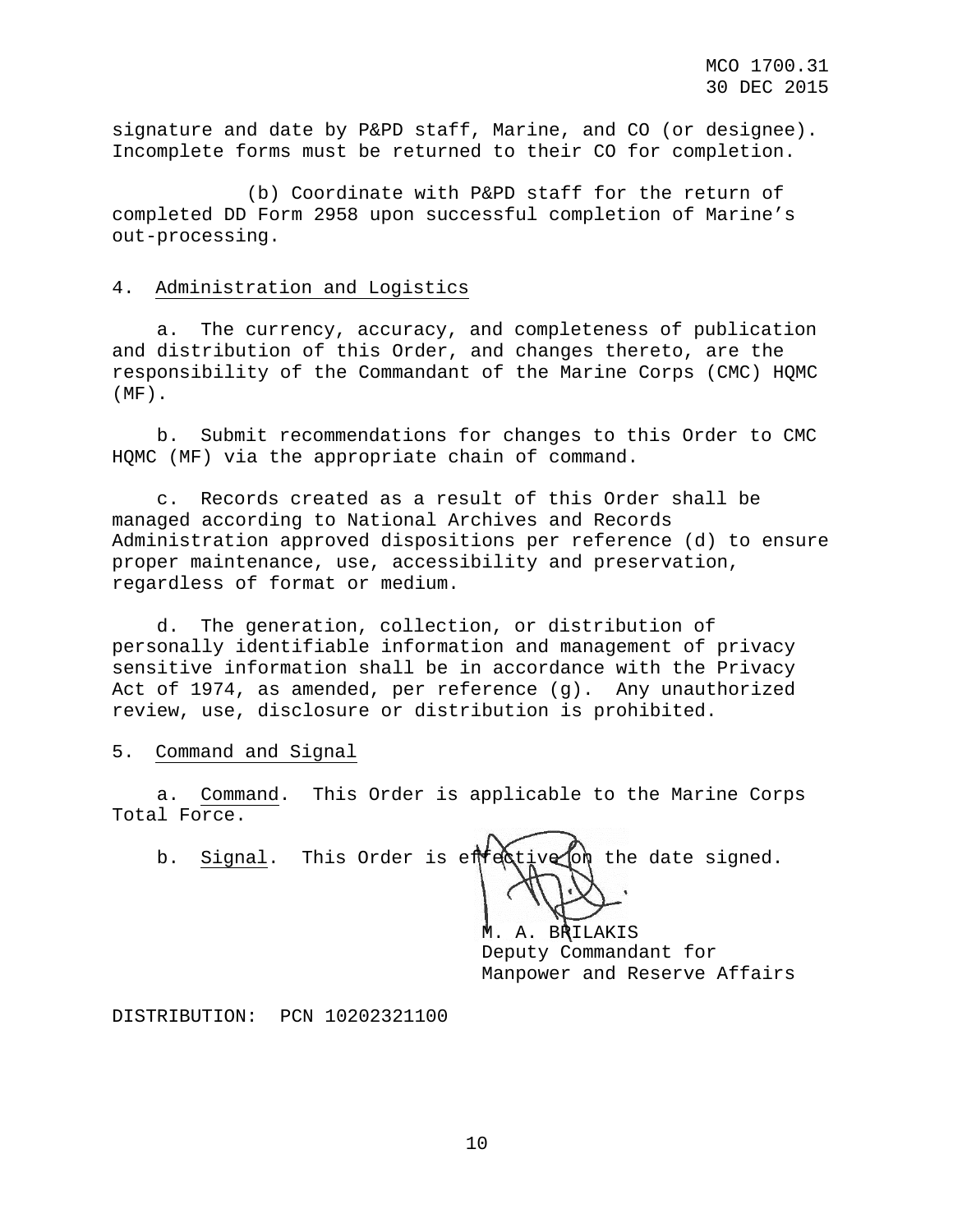signature and date by P&PD staff, Marine, and CO (or designee). Incomplete forms must be returned to their CO for completion.

(b) Coordinate with P&PD staff for the return of completed DD Form 2958 upon successful completion of Marine's out-processing.

4. Administration and Logistics

a. The currency, accuracy, and completeness of publication and distribution of this Order, and changes thereto, are the responsibility of the Commandant of the Marine Corps (CMC) HQMC (MF).

b. Submit recommendations for changes to this Order to CMC HQMC (MF) via the appropriate chain of command.

c. Records created as a result of this Order shall be managed according to National Archives and Records Administration approved dispositions per reference (d) to ensure proper maintenance, use, accessibility and preservation, regardless of format or medium.

d. The generation, collection, or distribution of personally identifiable information and management of privacy sensitive information shall be in accordance with the Privacy Act of 1974, as amended, per reference (g). Any unauthorized review, use, disclosure or distribution is prohibited.

5. Command and Signal

a. Command. This Order is applicable to the Marine Corps Total Force.

b. Signal. This Order is effective on the date signed.

M. A. BRILAKIS
Deputy Commandant for
Manpower and Reserve Affairs

DISTRIBUTION: PCN 10202321100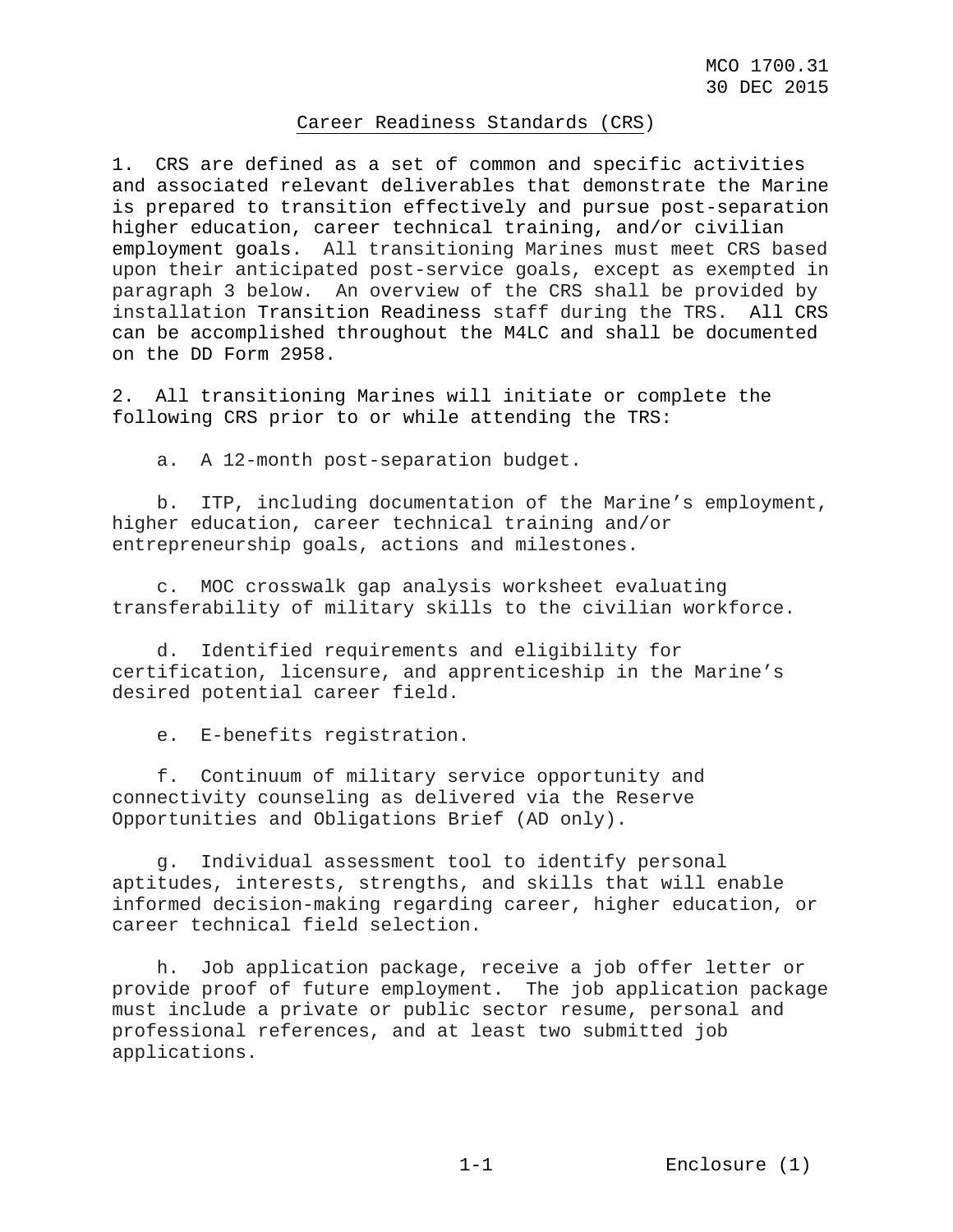## Career Readiness Standards (CRS)

1. CRS are defined as a set of common and specific activities and associated relevant deliverables that demonstrate the Marine is prepared to transition effectively and pursue post-separation higher education, career technical training, and/or civilian employment goals. All transitioning Marines must meet CRS based upon their anticipated post-service goals, except as exempted in paragraph 3 below. An overview of the CRS shall be provided by installation Transition Readiness staff during the TRS. All CRS can be accomplished throughout the M4LC and shall be documented on the DD Form 2958.

2. All transitioning Marines will initiate or complete the following CRS prior to or while attending the TRS:

   a. A 12-month post-separation budget.

   b. ITP, including documentation of the Marine's employment, higher education, career technical training and/or entrepreneurship goals, actions and milestones.

   c. MOC crosswalk gap analysis worksheet evaluating transferability of military skills to the civilian workforce.

   d. Identified requirements and eligibility for certification, licensure, and apprenticeship in the Marine's desired potential career field.

   e. E-benefits registration.

   f. Continuum of military service opportunity and connectivity counseling as delivered via the Reserve Opportunities and Obligations Brief (AD only).

   g. Individual assessment tool to identify personal aptitudes, interests, strengths, and skills that will enable informed decision-making regarding career, higher education, or career technical field selection.

   h. Job application package, receive a job offer letter or provide proof of future employment. The job application package must include a private or public sector resume, personal and professional references, and at least two submitted job applications.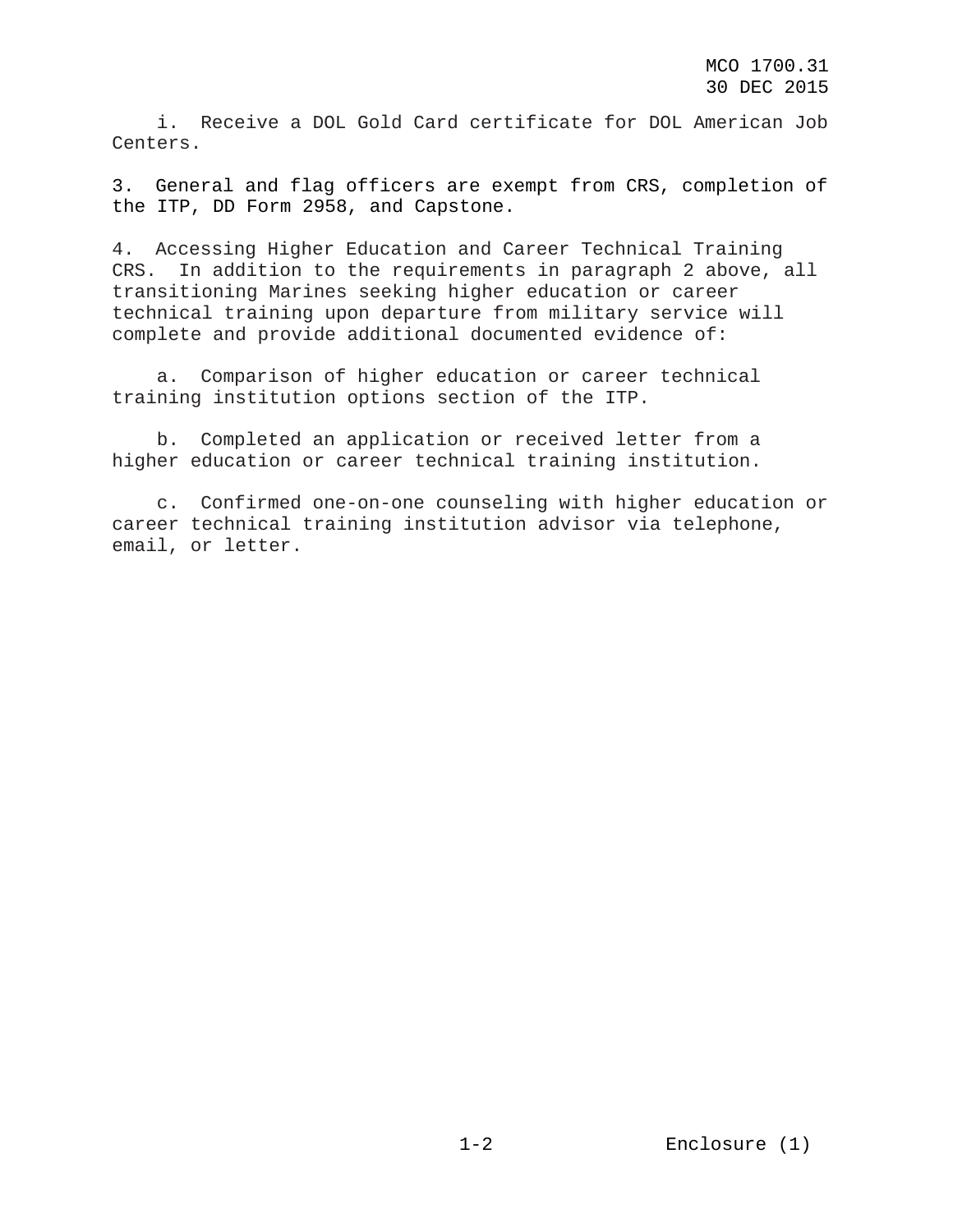i. Receive a DOL Gold Card certificate for DOL American Job Centers.

3. General and flag officers are exempt from CRS, completion of the ITP, DD Form 2958, and Capstone.

4. Accessing Higher Education and Career Technical Training CRS. In addition to the requirements in paragraph 2 above, all transitioning Marines seeking higher education or career technical training upon departure from military service will complete and provide additional documented evidence of:

a. Comparison of higher education or career technical training institution options section of the ITP.

b. Completed an application or received letter from a higher education or career technical training institution.

c. Confirmed one-on-one counseling with higher education or career technical training institution advisor via telephone, email, or letter.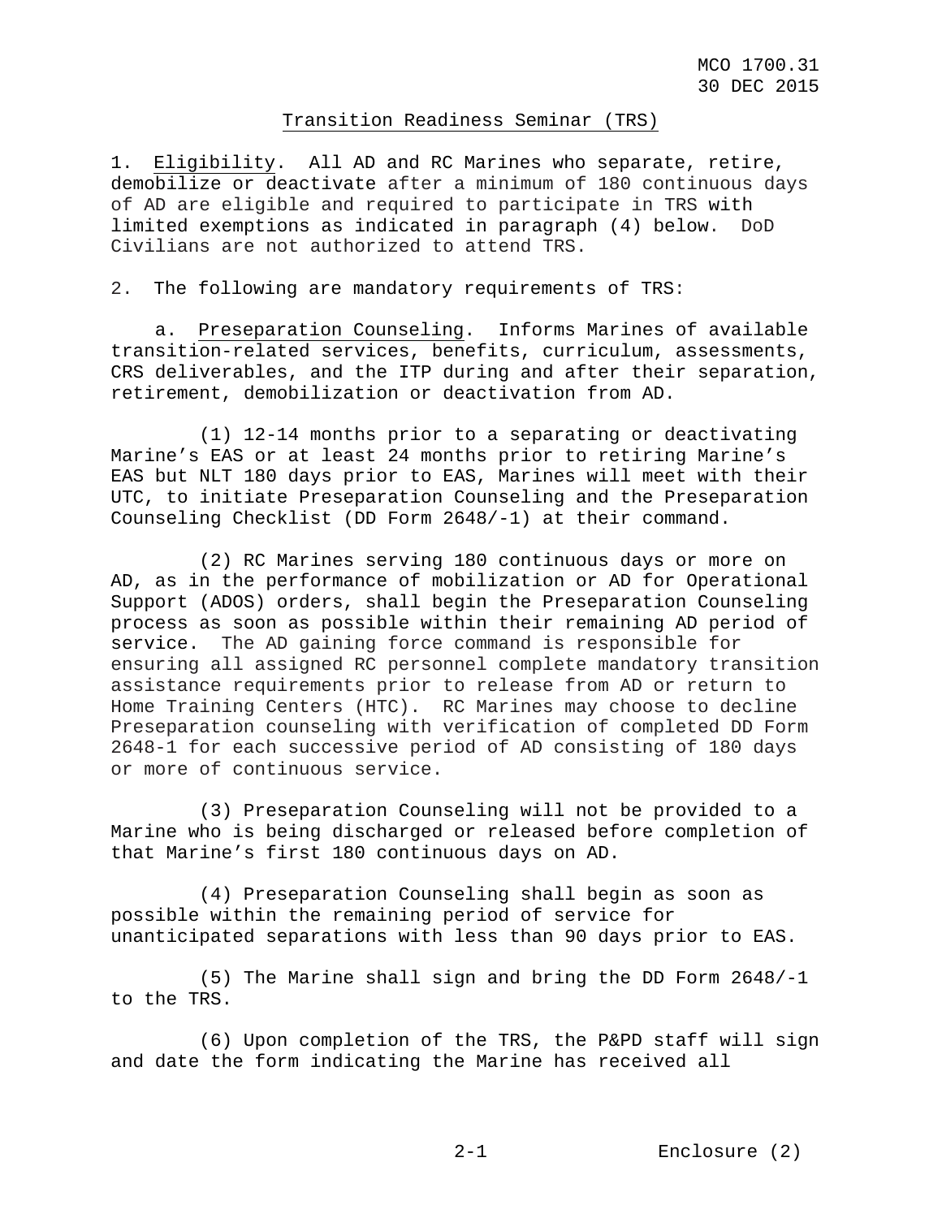## Transition Readiness Seminar (TRS)

1. Eligibility. All AD and RC Marines who separate, retire, demobilize or deactivate after a minimum of 180 continuous days of AD are eligible and required to participate in TRS with limited exemptions as indicated in paragraph (4) below. DoD Civilians are not authorized to attend TRS.

2. The following are mandatory requirements of TRS:

a. Preseparation Counseling. Informs Marines of available transition-related services, benefits, curriculum, assessments, CRS deliverables, and the ITP during and after their separation, retirement, demobilization or deactivation from AD.

(1) 12-14 months prior to a separating or deactivating Marine's EAS or at least 24 months prior to retiring Marine's EAS but NLT 180 days prior to EAS, Marines will meet with their UTC, to initiate Preseparation Counseling and the Preseparation Counseling Checklist (DD Form 2648/-1) at their command.

(2) RC Marines serving 180 continuous days or more on AD, as in the performance of mobilization or AD for Operational Support (ADOS) orders, shall begin the Preseparation Counseling process as soon as possible within their remaining AD period of service. The AD gaining force command is responsible for ensuring all assigned RC personnel complete mandatory transition assistance requirements prior to release from AD or return to Home Training Centers (HTC). RC Marines may choose to decline Preseparation counseling with verification of completed DD Form 2648-1 for each successive period of AD consisting of 180 days or more of continuous service.

(3) Preseparation Counseling will not be provided to a Marine who is being discharged or released before completion of that Marine's first 180 continuous days on AD.

(4) Preseparation Counseling shall begin as soon as possible within the remaining period of service for unanticipated separations with less than 90 days prior to EAS.

(5) The Marine shall sign and bring the DD Form 2648/-1 to the TRS.

(6) Upon completion of the TRS, the P&PD staff will sign and date the form indicating the Marine has received all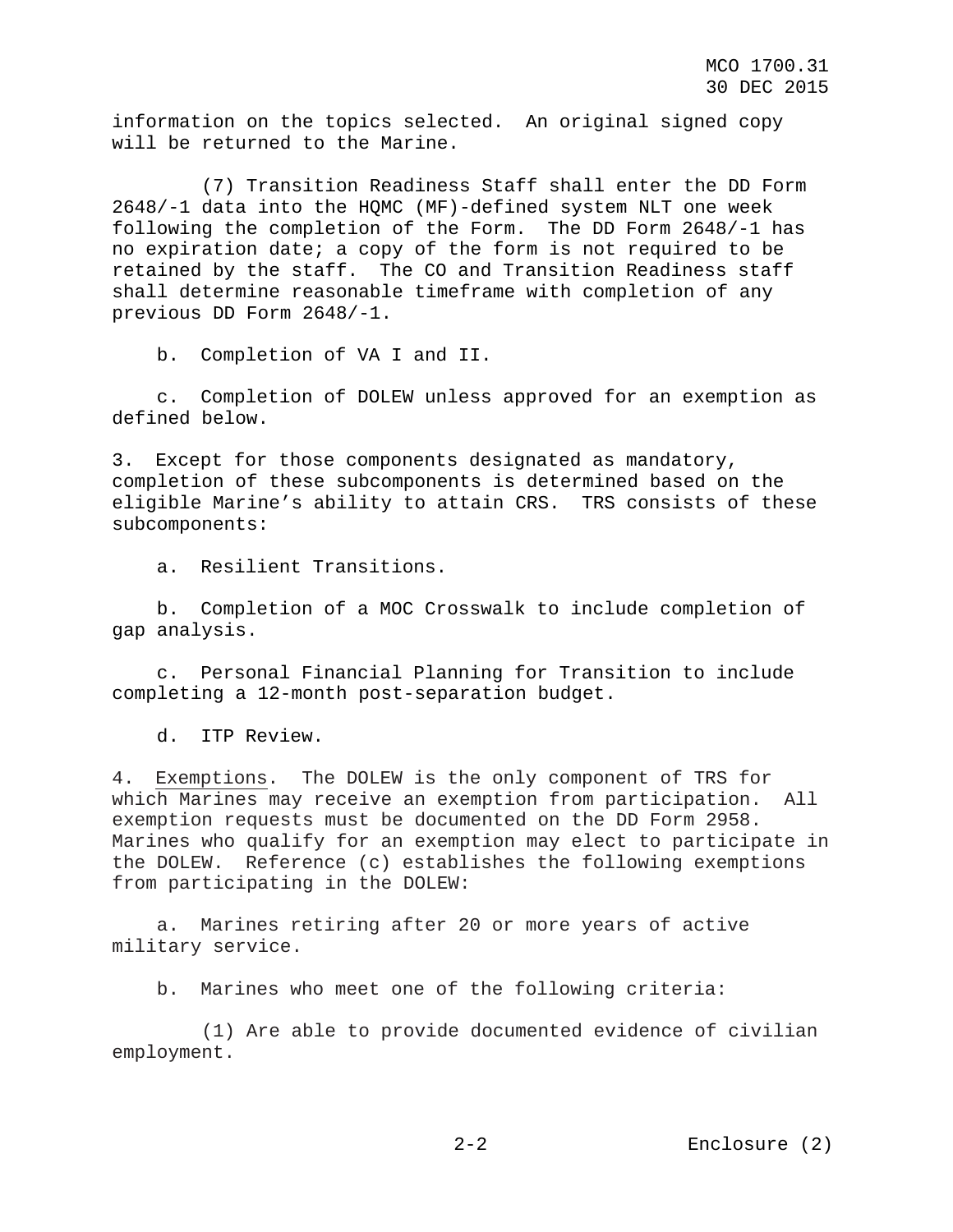information on the topics selected. An original signed copy will be returned to the Marine.

(7) Transition Readiness Staff shall enter the DD Form 2648/-1 data into the HQMC (MF)-defined system NLT one week following the completion of the Form. The DD Form 2648/-1 has no expiration date; a copy of the form is not required to be retained by the staff. The CO and Transition Readiness staff shall determine reasonable timeframe with completion of any previous DD Form 2648/-1.

b. Completion of VA I and II.

c. Completion of DOLEW unless approved for an exemption as defined below.

3. Except for those components designated as mandatory, completion of these subcomponents is determined based on the eligible Marine's ability to attain CRS. TRS consists of these subcomponents:

a. Resilient Transitions.

b. Completion of a MOC Crosswalk to include completion of gap analysis.

c. Personal Financial Planning for Transition to include completing a 12-month post-separation budget.

d. ITP Review.

4. Exemptions. The DOLEW is the only component of TRS for which Marines may receive an exemption from participation. All exemption requests must be documented on the DD Form 2958. Marines who qualify for an exemption may elect to participate in the DOLEW. Reference (c) establishes the following exemptions from participating in the DOLEW:

a. Marines retiring after 20 or more years of active military service.

b. Marines who meet one of the following criteria:

(1) Are able to provide documented evidence of civilian employment.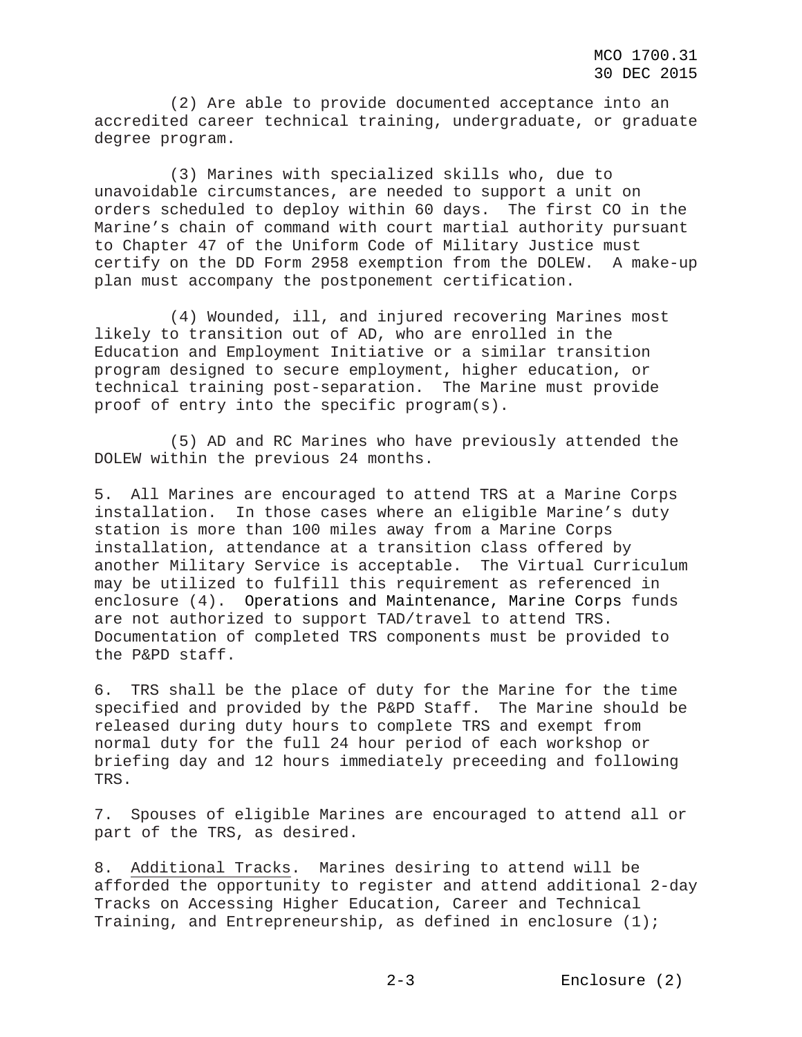(2) Are able to provide documented acceptance into an accredited career technical training, undergraduate, or graduate degree program.

(3) Marines with specialized skills who, due to unavoidable circumstances, are needed to support a unit on orders scheduled to deploy within 60 days. The first CO in the Marine's chain of command with court martial authority pursuant to Chapter 47 of the Uniform Code of Military Justice must certify on the DD Form 2958 exemption from the DOLEW. A make-up plan must accompany the postponement certification.

(4) Wounded, ill, and injured recovering Marines most likely to transition out of AD, who are enrolled in the Education and Employment Initiative or a similar transition program designed to secure employment, higher education, or technical training post-separation. The Marine must provide proof of entry into the specific program(s).

(5) AD and RC Marines who have previously attended the DOLEW within the previous 24 months.

5. All Marines are encouraged to attend TRS at a Marine Corps installation. In those cases where an eligible Marine's duty station is more than 100 miles away from a Marine Corps installation, attendance at a transition class offered by another Military Service is acceptable. The Virtual Curriculum may be utilized to fulfill this requirement as referenced in enclosure (4). Operations and Maintenance, Marine Corps funds are not authorized to support TAD/travel to attend TRS. Documentation of completed TRS components must be provided to the P&PD staff.

6. TRS shall be the place of duty for the Marine for the time specified and provided by the P&PD Staff. The Marine should be released during duty hours to complete TRS and exempt from normal duty for the full 24 hour period of each workshop or briefing day and 12 hours immediately preceeding and following TRS.

7. Spouses of eligible Marines are encouraged to attend all or part of the TRS, as desired.

8. Additional Tracks. Marines desiring to attend will be afforded the opportunity to register and attend additional 2-day Tracks on Accessing Higher Education, Career and Technical Training, and Entrepreneurship, as defined in enclosure (1);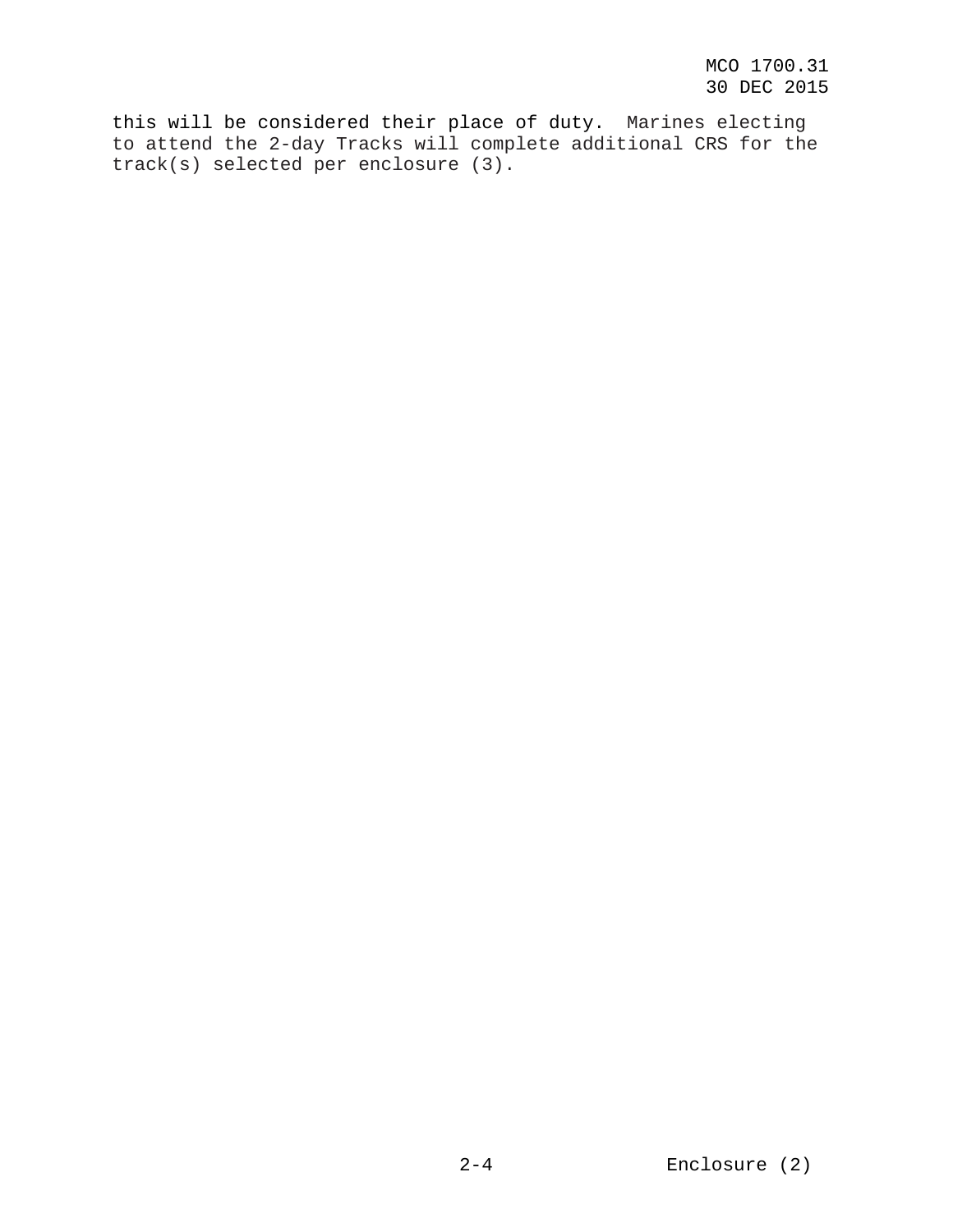this will be considered their place of duty. Marines electing to attend the 2-day Tracks will complete additional CRS for the track(s) selected per enclosure (3).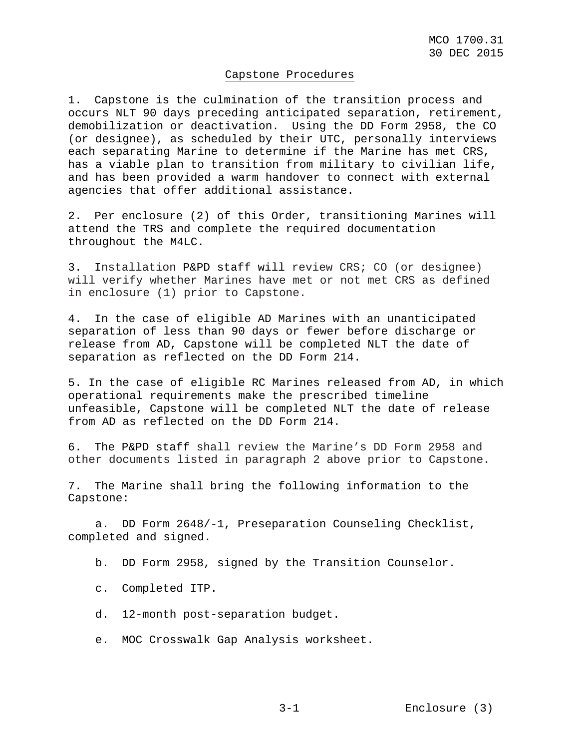## Capstone Procedures

1. Capstone is the culmination of the transition process and occurs NLT 90 days preceding anticipated separation, retirement, demobilization or deactivation. Using the DD Form 2958, the CO (or designee), as scheduled by their UTC, personally interviews each separating Marine to determine if the Marine has met CRS, has a viable plan to transition from military to civilian life, and has been provided a warm handover to connect with external agencies that offer additional assistance.

2. Per enclosure (2) of this Order, transitioning Marines will attend the TRS and complete the required documentation throughout the M4LC.

3. Installation P&PD staff will review CRS; CO (or designee) will verify whether Marines have met or not met CRS as defined in enclosure (1) prior to Capstone.

4. In the case of eligible AD Marines with an unanticipated separation of less than 90 days or fewer before discharge or release from AD, Capstone will be completed NLT the date of separation as reflected on the DD Form 214.

5. In the case of eligible RC Marines released from AD, in which operational requirements make the prescribed timeline unfeasible, Capstone will be completed NLT the date of release from AD as reflected on the DD Form 214.

6. The P&PD staff shall review the Marine's DD Form 2958 and other documents listed in paragraph 2 above prior to Capstone.

7. The Marine shall bring the following information to the Capstone:

   a. DD Form 2648/-1, Preseparation Counseling Checklist, completed and signed.

   b. DD Form 2958, signed by the Transition Counselor.

   c. Completed ITP.

   d. 12-month post-separation budget.

   e. MOC Crosswalk Gap Analysis worksheet.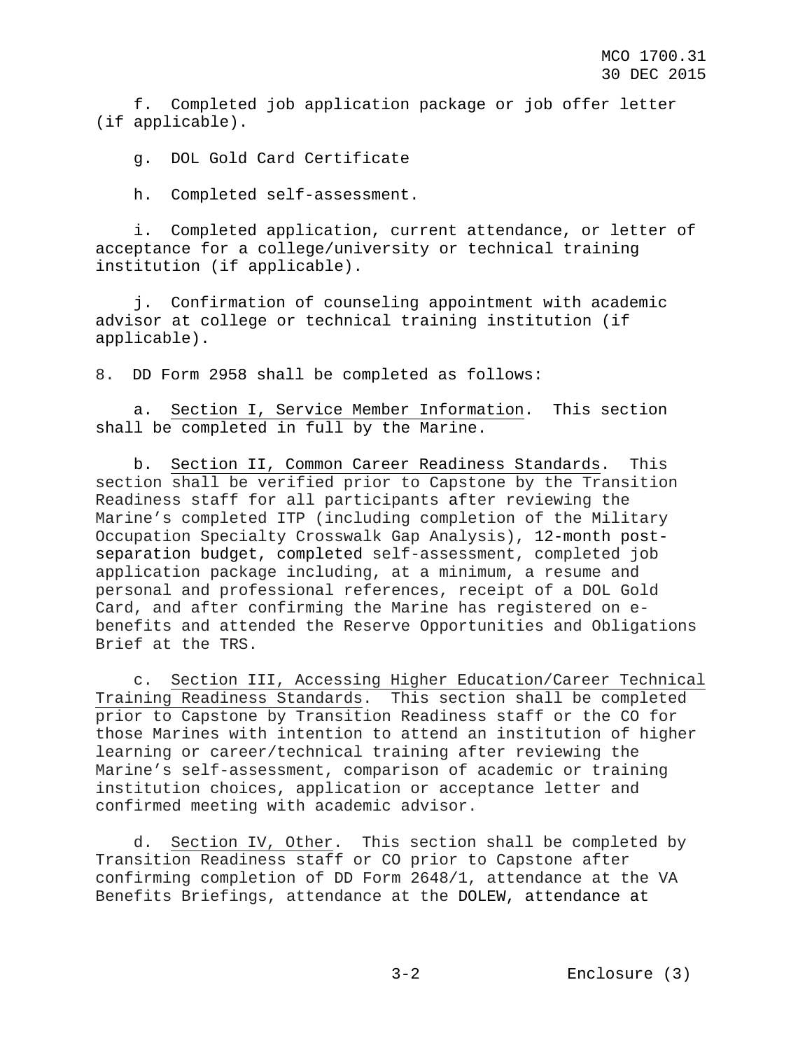f. Completed job application package or job offer letter (if applicable).

g. DOL Gold Card Certificate

h. Completed self-assessment.

i. Completed application, current attendance, or letter of acceptance for a college/university or technical training institution (if applicable).

j. Confirmation of counseling appointment with academic advisor at college or technical training institution (if applicable).

8. DD Form 2958 shall be completed as follows:

a. Section I, Service Member Information. This section shall be completed in full by the Marine.

b. Section II, Common Career Readiness Standards. This section shall be verified prior to Capstone by the Transition Readiness staff for all participants after reviewing the Marine's completed ITP (including completion of the Military Occupation Specialty Crosswalk Gap Analysis), 12-month post-separation budget, completed self-assessment, completed job application package including, at a minimum, a resume and personal and professional references, receipt of a DOL Gold Card, and after confirming the Marine has registered on e-benefits and attended the Reserve Opportunities and Obligations Brief at the TRS.

c. Section III, Accessing Higher Education/Career Technical Training Readiness Standards. This section shall be completed prior to Capstone by Transition Readiness staff or the CO for those Marines with intention to attend an institution of higher learning or career/technical training after reviewing the Marine's self-assessment, comparison of academic or training institution choices, application or acceptance letter and confirmed meeting with academic advisor.

d. Section IV, Other. This section shall be completed by Transition Readiness staff or CO prior to Capstone after confirming completion of DD Form 2648/1, attendance at the VA Benefits Briefings, attendance at the DOLEW, attendance at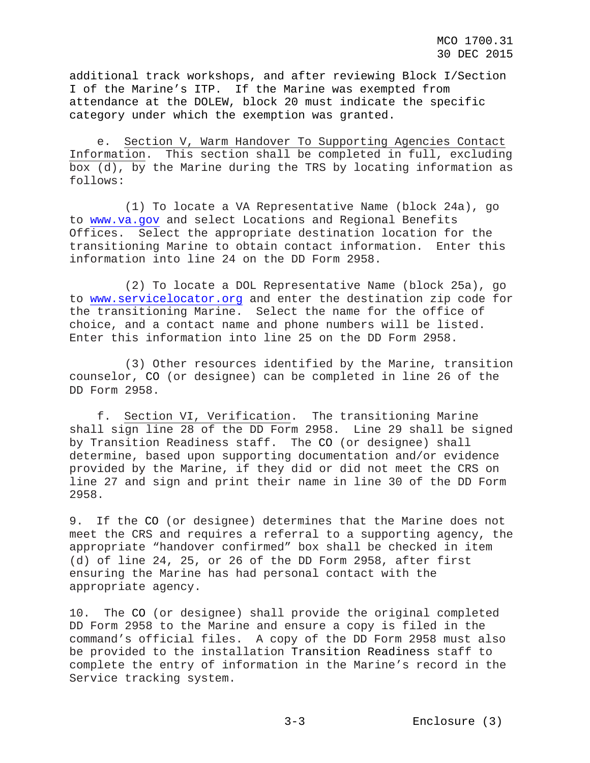additional track workshops, and after reviewing Block I/Section I of the Marine's ITP. If the Marine was exempted from attendance at the DOLEW, block 20 must indicate the specific category under which the exemption was granted.

e. Section V, Warm Handover To Supporting Agencies Contact Information. This section shall be completed in full, excluding box (d), by the Marine during the TRS by locating information as follows:

(1) To locate a VA Representative Name (block 24a), go to www.va.gov and select Locations and Regional Benefits Offices. Select the appropriate destination location for the transitioning Marine to obtain contact information. Enter this information into line 24 on the DD Form 2958.

(2) To locate a DOL Representative Name (block 25a), go to www.servicelocator.org and enter the destination zip code for the transitioning Marine. Select the name for the office of choice, and a contact name and phone numbers will be listed. Enter this information into line 25 on the DD Form 2958.

(3) Other resources identified by the Marine, transition counselor, CO (or designee) can be completed in line 26 of the DD Form 2958.

f. Section VI, Verification. The transitioning Marine shall sign line 28 of the DD Form 2958. Line 29 shall be signed by Transition Readiness staff. The CO (or designee) shall determine, based upon supporting documentation and/or evidence provided by the Marine, if they did or did not meet the CRS on line 27 and sign and print their name in line 30 of the DD Form 2958.

9. If the CO (or designee) determines that the Marine does not meet the CRS and requires a referral to a supporting agency, the appropriate "handover confirmed" box shall be checked in item (d) of line 24, 25, or 26 of the DD Form 2958, after first ensuring the Marine has had personal contact with the appropriate agency.

10. The CO (or designee) shall provide the original completed DD Form 2958 to the Marine and ensure a copy is filed in the command's official files. A copy of the DD Form 2958 must also be provided to the installation Transition Readiness staff to complete the entry of information in the Marine's record in the Service tracking system.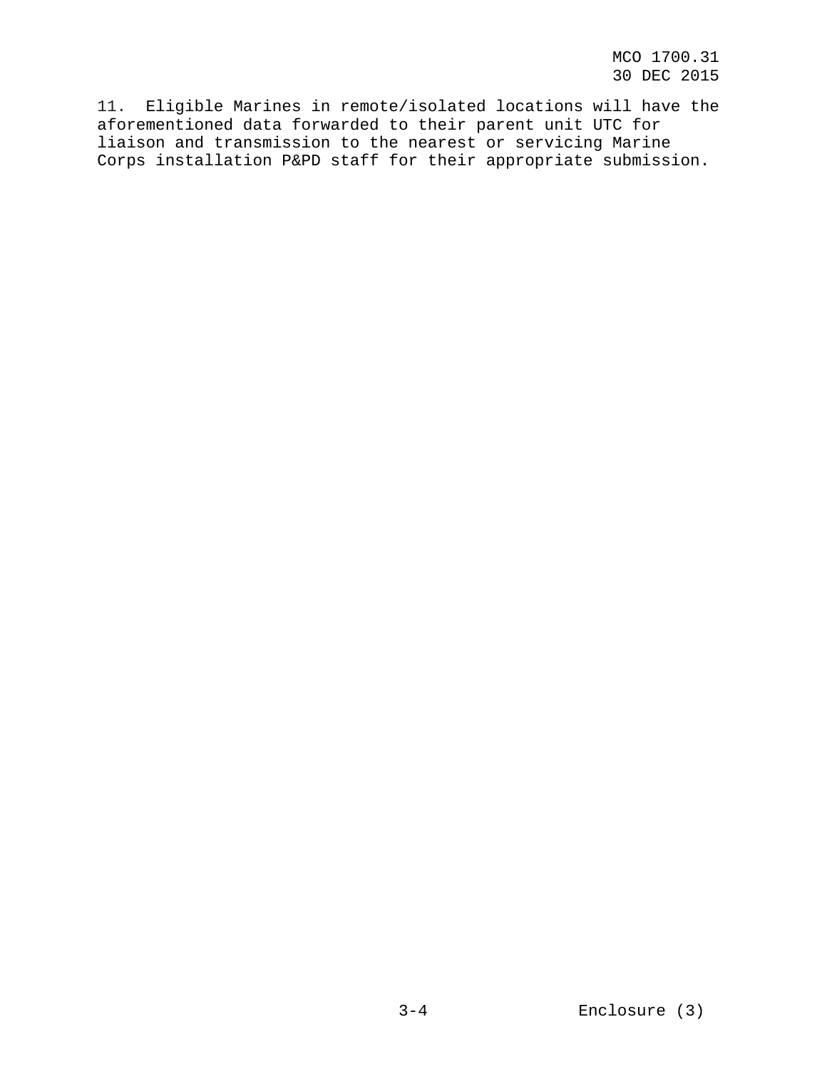11. Eligible Marines in remote/isolated locations will have the aforementioned data forwarded to their parent unit UTC for liaison and transmission to the nearest or servicing Marine Corps installation P&PD staff for their appropriate submission.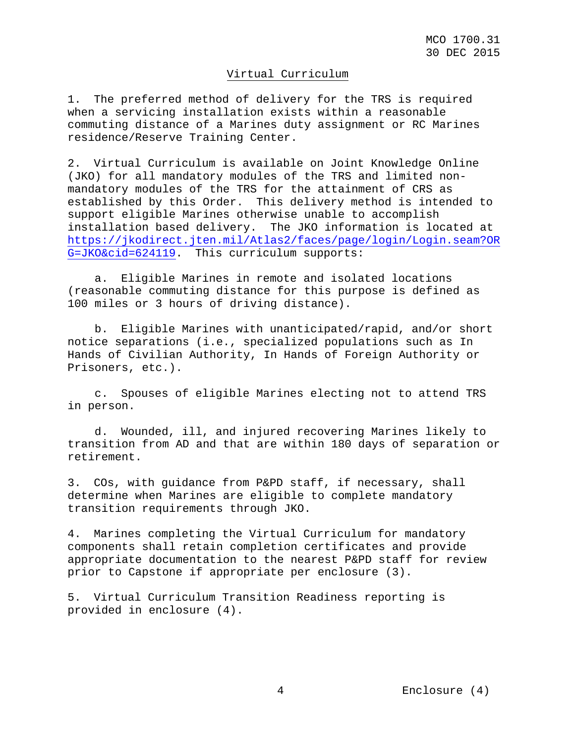## Virtual Curriculum

1. The preferred method of delivery for the TRS is required when a servicing installation exists within a reasonable commuting distance of a Marines duty assignment or RC Marines residence/Reserve Training Center.

2. Virtual Curriculum is available on Joint Knowledge Online (JKO) for all mandatory modules of the TRS and limited non-mandatory modules of the TRS for the attainment of CRS as established by this Order. This delivery method is intended to support eligible Marines otherwise unable to accomplish installation based delivery. The JKO information is located at https://jkodirect.jten.mil/Atlas2/faces/page/login/Login.seam?ORG=JKO&cid=624119. This curriculum supports:

    a. Eligible Marines in remote and isolated locations (reasonable commuting distance for this purpose is defined as 100 miles or 3 hours of driving distance).

    b. Eligible Marines with unanticipated/rapid, and/or short notice separations (i.e., specialized populations such as In Hands of Civilian Authority, In Hands of Foreign Authority or Prisoners, etc.).

    c. Spouses of eligible Marines electing not to attend TRS in person.

    d. Wounded, ill, and injured recovering Marines likely to transition from AD and that are within 180 days of separation or retirement.

3. COs, with guidance from P&PD staff, if necessary, shall determine when Marines are eligible to complete mandatory transition requirements through JKO.

4. Marines completing the Virtual Curriculum for mandatory components shall retain completion certificates and provide appropriate documentation to the nearest P&PD staff for review prior to Capstone if appropriate per enclosure (3).

5. Virtual Curriculum Transition Readiness reporting is provided in enclosure (4).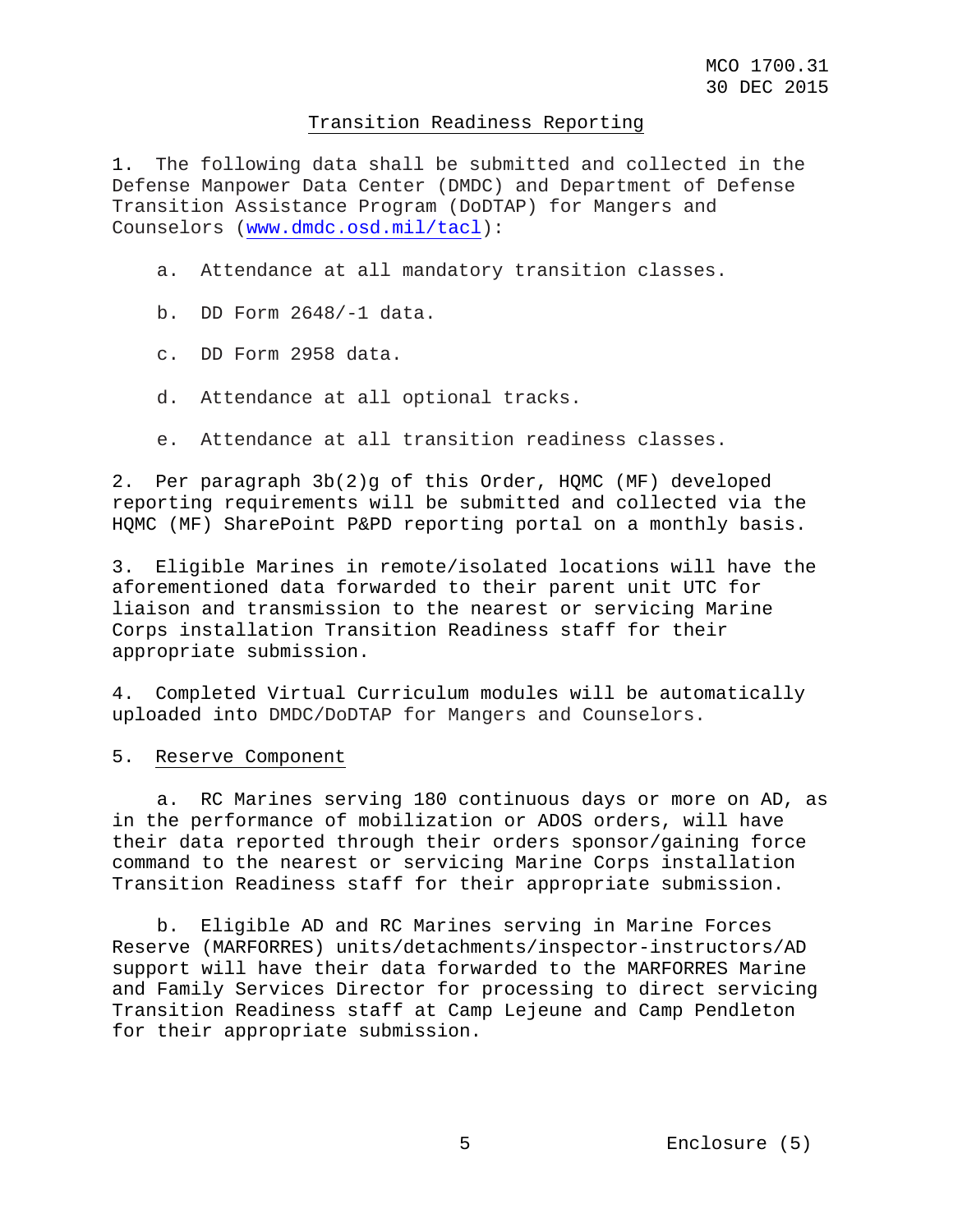## Transition Readiness Reporting

1. The following data shall be submitted and collected in the Defense Manpower Data Center (DMDC) and Department of Defense Transition Assistance Program (DoDTAP) for Mangers and Counselors (www.dmdc.osd.mil/tacl):

   a. Attendance at all mandatory transition classes.

   b. DD Form 2648/-1 data.

   c. DD Form 2958 data.

   d. Attendance at all optional tracks.

   e. Attendance at all transition readiness classes.

2. Per paragraph 3b(2)g of this Order, HQMC (MF) developed reporting requirements will be submitted and collected via the HQMC (MF) SharePoint P&PD reporting portal on a monthly basis.

3. Eligible Marines in remote/isolated locations will have the aforementioned data forwarded to their parent unit UTC for liaison and transmission to the nearest or servicing Marine Corps installation Transition Readiness staff for their appropriate submission.

4. Completed Virtual Curriculum modules will be automatically uploaded into DMDC/DoDTAP for Mangers and Counselors.

5. Reserve Component

   a. RC Marines serving 180 continuous days or more on AD, as in the performance of mobilization or ADOS orders, will have their data reported through their orders sponsor/gaining force command to the nearest or servicing Marine Corps installation Transition Readiness staff for their appropriate submission.

   b. Eligible AD and RC Marines serving in Marine Forces Reserve (MARFORRES) units/detachments/inspector-instructors/AD support will have their data forwarded to the MARFORRES Marine and Family Services Director for processing to direct servicing Transition Readiness staff at Camp Lejeune and Camp Pendleton for their appropriate submission.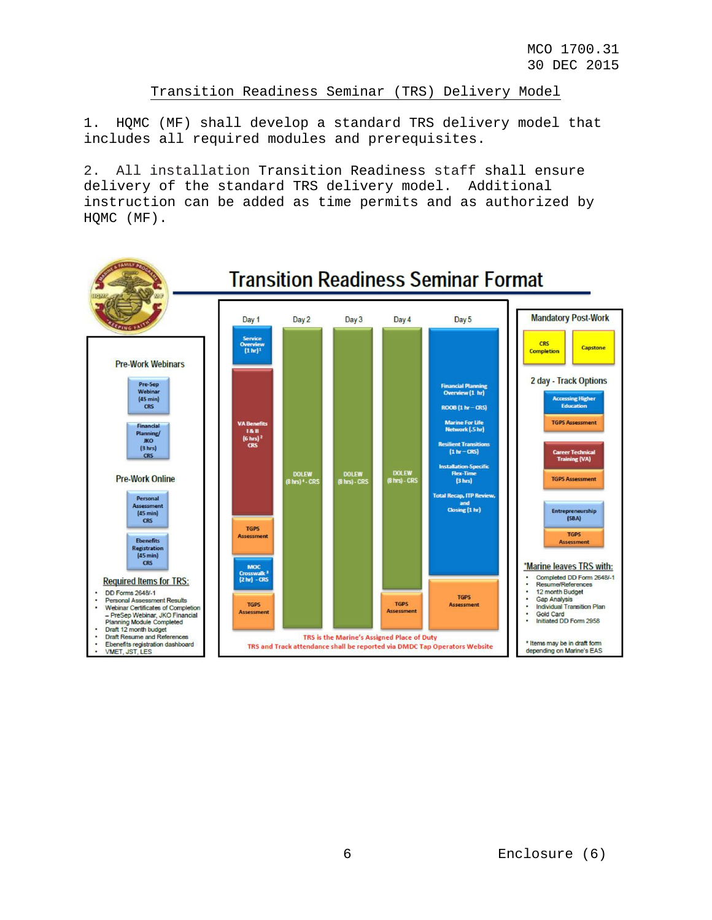## Transition Readiness Seminar (TRS) Delivery Model

1. HQMC (MF) shall develop a standard TRS delivery model that includes all required modules and prerequisites.

2. All installation Transition Readiness staff shall ensure delivery of the standard TRS delivery model. Additional instruction can be added as time permits and as authorized by HQMC (MF).

### Transition Readiness Seminar Format

**Pre-Work Webinars**

- Pre-Sep Webinar (45 min) CRS
- Financial Planning/ JKO (3 hrs) CRS

**Pre-Work Online**

- Personal Assessment (45 min) CRS
- Ebenefits Registration (45 min) CRS

**Required Items for TRS:**

- DD Forms 2648/-1
- Personal Assessment Results
- Webinar Certificates of Completion – PreSep Webinar, JKO Financial Planning Module Completed
- Draft 12 month budget
- Draft Resume and References
- Ebenefits registration dashboard
- VMET, JST, LES

| Day 1 | Day 2 | Day 3 | Day 4 | Day 5 |
|---|---|---|---|---|
| Service Overview (1 hr)[1] | DOLEW (8 hrs)[4] - CRS | DOLEW (8 hrs) - CRS | DOLEW (8 hrs) - CRS | Financial Planning Overview (1 hr) |
| VA Benefits I & II (6 hrs)[2] CRS | | | | ROOB (1 hr – CRS) |
| TGPS Assessment | | | | Marine For Life Network (.5 hr) |
| MOC Crosswalk[3] (2 hr) - CRS | | | | Resilient Transitions (1 hr – CRS) |
| TGPS Assessment | | | TGPS Assessment | Installation-Specific Flex-Time (3 hrs) |
| | | | | Total Recap, ITP Review, and Closing (1 hr) |
| | | | | TGPS Assessment |

TRS is the Marine's Assigned Place of Duty

TRS and Track attendance shall be reported via DMDC Tap Operators Website

**Mandatory Post-Work**

- CRS Completion
- Capstone

**2 day - Track Options**

- Accessing Higher Education — TGPS Assessment
- Career Technical Training (VA) — TGPS Assessment
- Entrepreneurship (SBA) — TGPS Assessment

**\*Marine leaves TRS with:**

- Completed DD Form 2648/-1
- Resume/References
- 12 month Budget
- Gap Analysis
- Individual Transition Plan
- Gold Card
- Initiated DD Form 2958

\* Items may be in draft form depending on Marine's EAS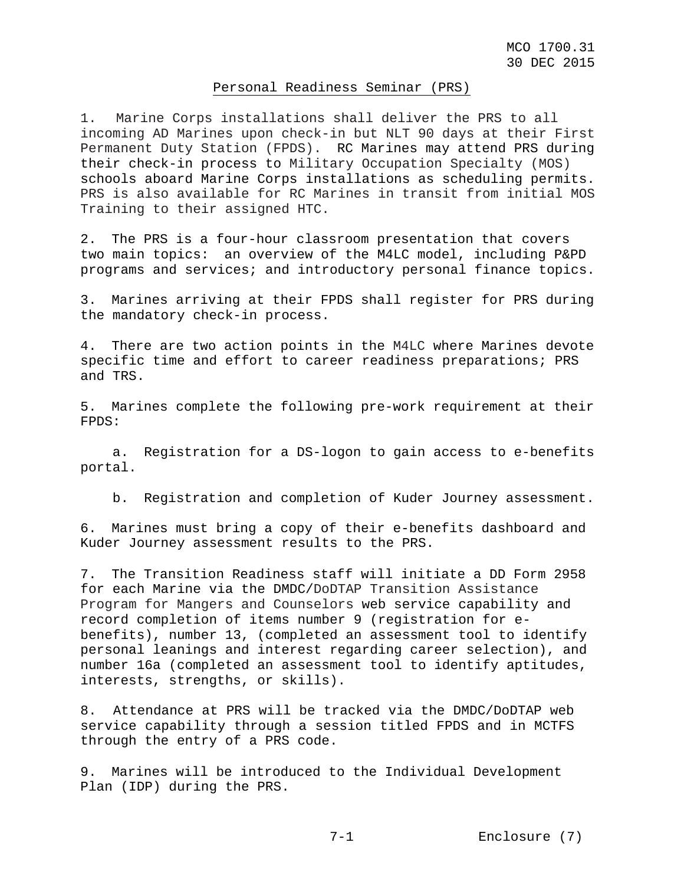## Personal Readiness Seminar (PRS)

1. Marine Corps installations shall deliver the PRS to all incoming AD Marines upon check-in but NLT 90 days at their First Permanent Duty Station (FPDS). RC Marines may attend PRS during their check-in process to Military Occupation Specialty (MOS) schools aboard Marine Corps installations as scheduling permits. PRS is also available for RC Marines in transit from initial MOS Training to their assigned HTC.

2. The PRS is a four-hour classroom presentation that covers two main topics: an overview of the M4LC model, including P&PD programs and services; and introductory personal finance topics.

3. Marines arriving at their FPDS shall register for PRS during the mandatory check-in process.

4. There are two action points in the M4LC where Marines devote specific time and effort to career readiness preparations; PRS and TRS.

5. Marines complete the following pre-work requirement at their FPDS:

   a. Registration for a DS-logon to gain access to e-benefits portal.

   b. Registration and completion of Kuder Journey assessment.

6. Marines must bring a copy of their e-benefits dashboard and Kuder Journey assessment results to the PRS.

7. The Transition Readiness staff will initiate a DD Form 2958 for each Marine via the DMDC/DoDTAP Transition Assistance Program for Mangers and Counselors web service capability and record completion of items number 9 (registration for e-benefits), number 13, (completed an assessment tool to identify personal leanings and interest regarding career selection), and number 16a (completed an assessment tool to identify aptitudes, interests, strengths, or skills).

8. Attendance at PRS will be tracked via the DMDC/DoDTAP web service capability through a session titled FPDS and in MCTFS through the entry of a PRS code.

9. Marines will be introduced to the Individual Development Plan (IDP) during the PRS.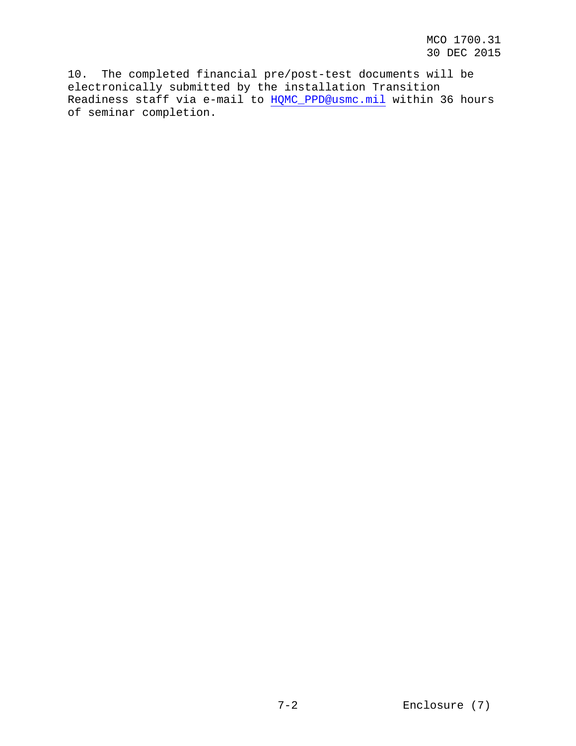10. The completed financial pre/post-test documents will be electronically submitted by the installation Transition Readiness staff via e-mail to HQMC_PPD@usmc.mil within 36 hours of seminar completion.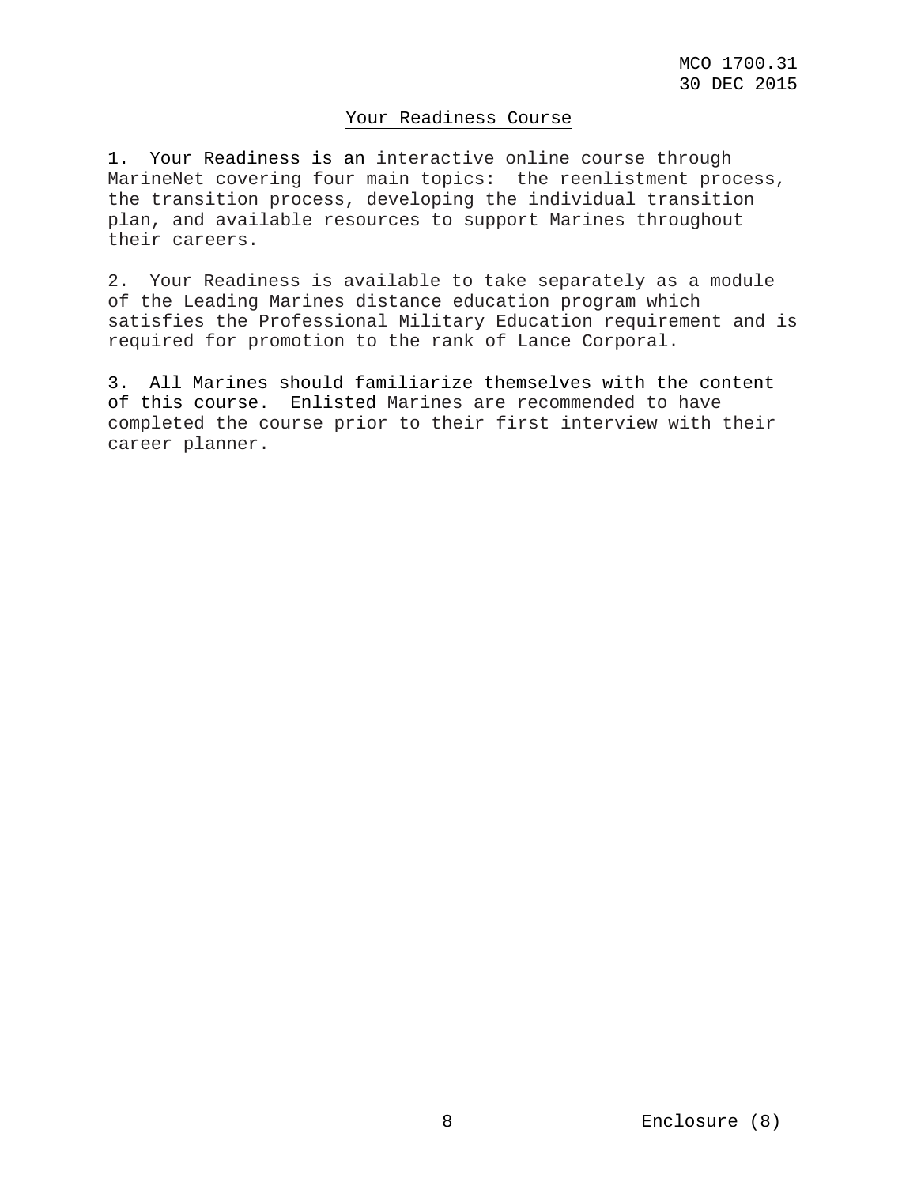## Your Readiness Course

1. Your Readiness is an interactive online course through MarineNet covering four main topics: the reenlistment process, the transition process, developing the individual transition plan, and available resources to support Marines throughout their careers.

2. Your Readiness is available to take separately as a module of the Leading Marines distance education program which satisfies the Professional Military Education requirement and is required for promotion to the rank of Lance Corporal.

3. All Marines should familiarize themselves with the content of this course. Enlisted Marines are recommended to have completed the course prior to their first interview with their career planner.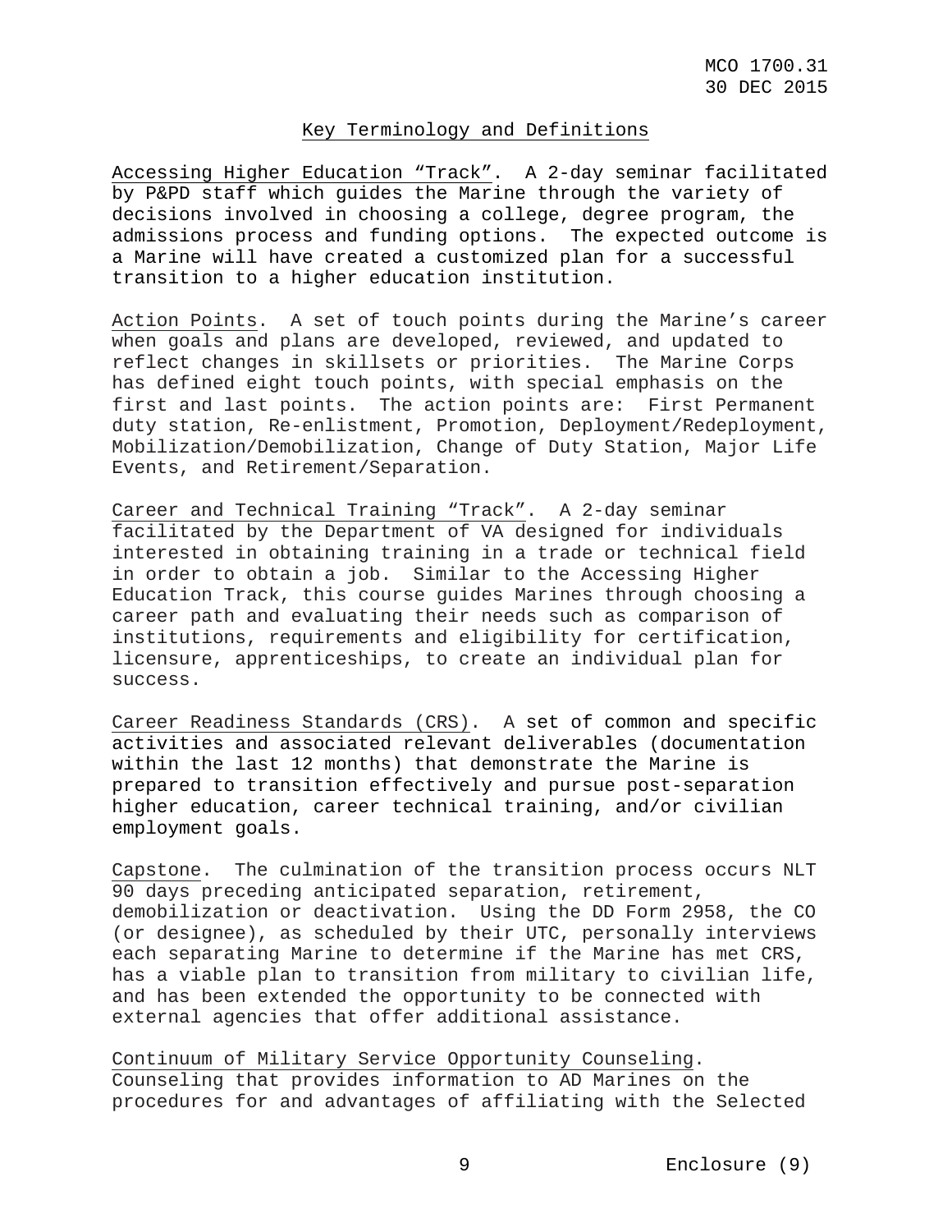## Key Terminology and Definitions

Accessing Higher Education "Track". A 2-day seminar facilitated by P&PD staff which guides the Marine through the variety of decisions involved in choosing a college, degree program, the admissions process and funding options. The expected outcome is a Marine will have created a customized plan for a successful transition to a higher education institution.

Action Points. A set of touch points during the Marine's career when goals and plans are developed, reviewed, and updated to reflect changes in skillsets or priorities. The Marine Corps has defined eight touch points, with special emphasis on the first and last points. The action points are: First Permanent duty station, Re-enlistment, Promotion, Deployment/Redeployment, Mobilization/Demobilization, Change of Duty Station, Major Life Events, and Retirement/Separation.

Career and Technical Training "Track". A 2-day seminar facilitated by the Department of VA designed for individuals interested in obtaining training in a trade or technical field in order to obtain a job. Similar to the Accessing Higher Education Track, this course guides Marines through choosing a career path and evaluating their needs such as comparison of institutions, requirements and eligibility for certification, licensure, apprenticeships, to create an individual plan for success.

Career Readiness Standards (CRS). A set of common and specific activities and associated relevant deliverables (documentation within the last 12 months) that demonstrate the Marine is prepared to transition effectively and pursue post-separation higher education, career technical training, and/or civilian employment goals.

Capstone. The culmination of the transition process occurs NLT 90 days preceding anticipated separation, retirement, demobilization or deactivation. Using the DD Form 2958, the CO (or designee), as scheduled by their UTC, personally interviews each separating Marine to determine if the Marine has met CRS, has a viable plan to transition from military to civilian life, and has been extended the opportunity to be connected with external agencies that offer additional assistance.

Continuum of Military Service Opportunity Counseling. Counseling that provides information to AD Marines on the procedures for and advantages of affiliating with the Selected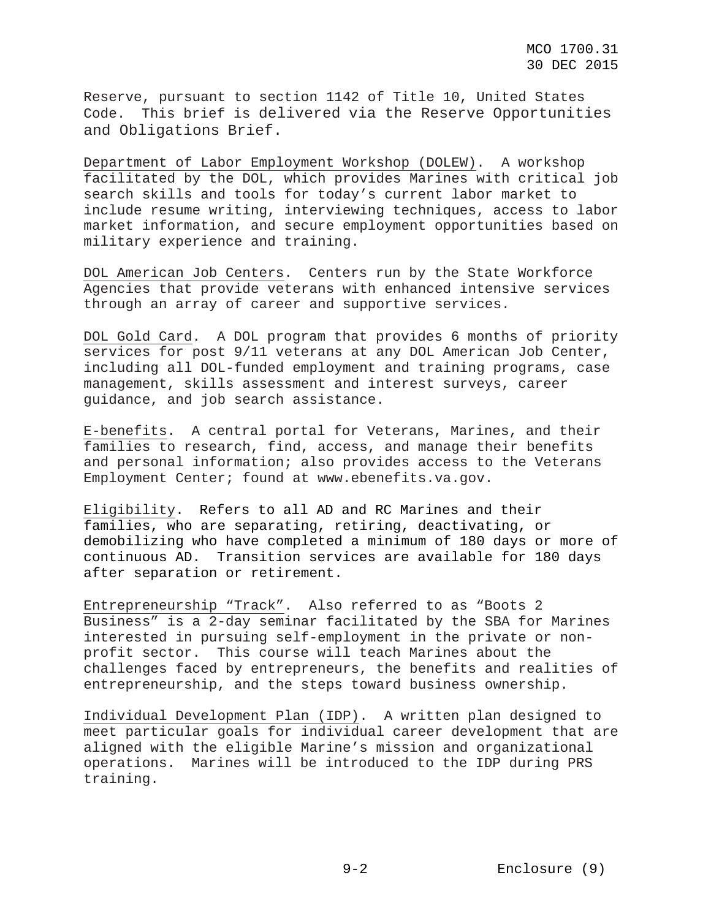Reserve, pursuant to section 1142 of Title 10, United States Code. This brief is delivered via the Reserve Opportunities and Obligations Brief.

Department of Labor Employment Workshop (DOLEW). A workshop facilitated by the DOL, which provides Marines with critical job search skills and tools for today's current labor market to include resume writing, interviewing techniques, access to labor market information, and secure employment opportunities based on military experience and training.

DOL American Job Centers. Centers run by the State Workforce Agencies that provide veterans with enhanced intensive services through an array of career and supportive services.

DOL Gold Card. A DOL program that provides 6 months of priority services for post 9/11 veterans at any DOL American Job Center, including all DOL-funded employment and training programs, case management, skills assessment and interest surveys, career guidance, and job search assistance.

E-benefits. A central portal for Veterans, Marines, and their families to research, find, access, and manage their benefits and personal information; also provides access to the Veterans Employment Center; found at www.ebenefits.va.gov.

Eligibility. Refers to all AD and RC Marines and their families, who are separating, retiring, deactivating, or demobilizing who have completed a minimum of 180 days or more of continuous AD. Transition services are available for 180 days after separation or retirement.

Entrepreneurship "Track". Also referred to as "Boots 2 Business" is a 2-day seminar facilitated by the SBA for Marines interested in pursuing self-employment in the private or non-profit sector. This course will teach Marines about the challenges faced by entrepreneurs, the benefits and realities of entrepreneurship, and the steps toward business ownership.

Individual Development Plan (IDP). A written plan designed to meet particular goals for individual career development that are aligned with the eligible Marine's mission and organizational operations. Marines will be introduced to the IDP during PRS training.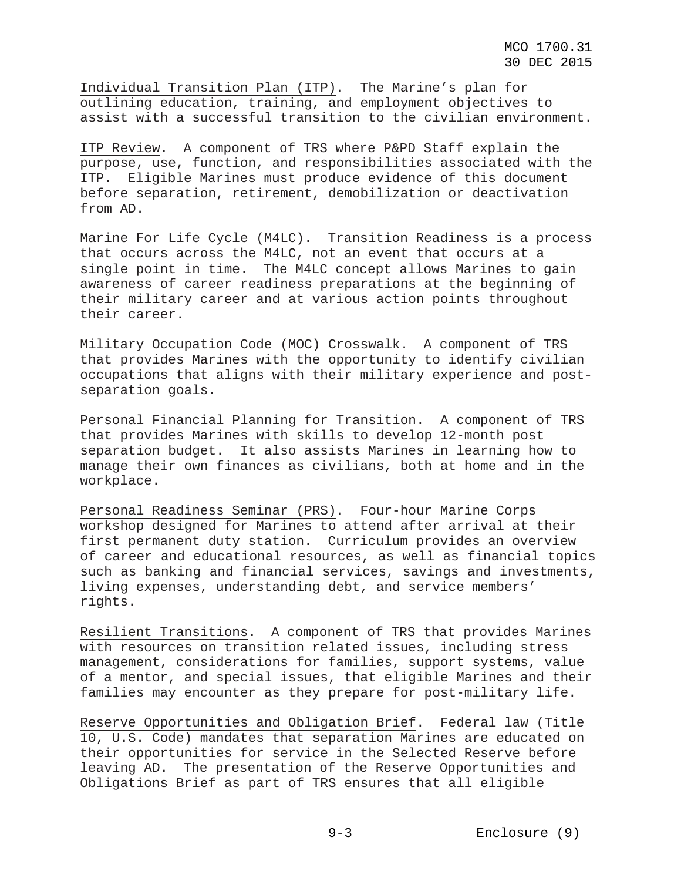Individual Transition Plan (ITP). The Marine's plan for outlining education, training, and employment objectives to assist with a successful transition to the civilian environment.

ITP Review. A component of TRS where P&PD Staff explain the purpose, use, function, and responsibilities associated with the ITP. Eligible Marines must produce evidence of this document before separation, retirement, demobilization or deactivation from AD.

Marine For Life Cycle (M4LC). Transition Readiness is a process that occurs across the M4LC, not an event that occurs at a single point in time. The M4LC concept allows Marines to gain awareness of career readiness preparations at the beginning of their military career and at various action points throughout their career.

Military Occupation Code (MOC) Crosswalk. A component of TRS that provides Marines with the opportunity to identify civilian occupations that aligns with their military experience and post-separation goals.

Personal Financial Planning for Transition. A component of TRS that provides Marines with skills to develop 12-month post separation budget. It also assists Marines in learning how to manage their own finances as civilians, both at home and in the workplace.

Personal Readiness Seminar (PRS). Four-hour Marine Corps workshop designed for Marines to attend after arrival at their first permanent duty station. Curriculum provides an overview of career and educational resources, as well as financial topics such as banking and financial services, savings and investments, living expenses, understanding debt, and service members' rights.

Resilient Transitions. A component of TRS that provides Marines with resources on transition related issues, including stress management, considerations for families, support systems, value of a mentor, and special issues, that eligible Marines and their families may encounter as they prepare for post-military life.

Reserve Opportunities and Obligation Brief. Federal law (Title 10, U.S. Code) mandates that separation Marines are educated on their opportunities for service in the Selected Reserve before leaving AD. The presentation of the Reserve Opportunities and Obligations Brief as part of TRS ensures that all eligible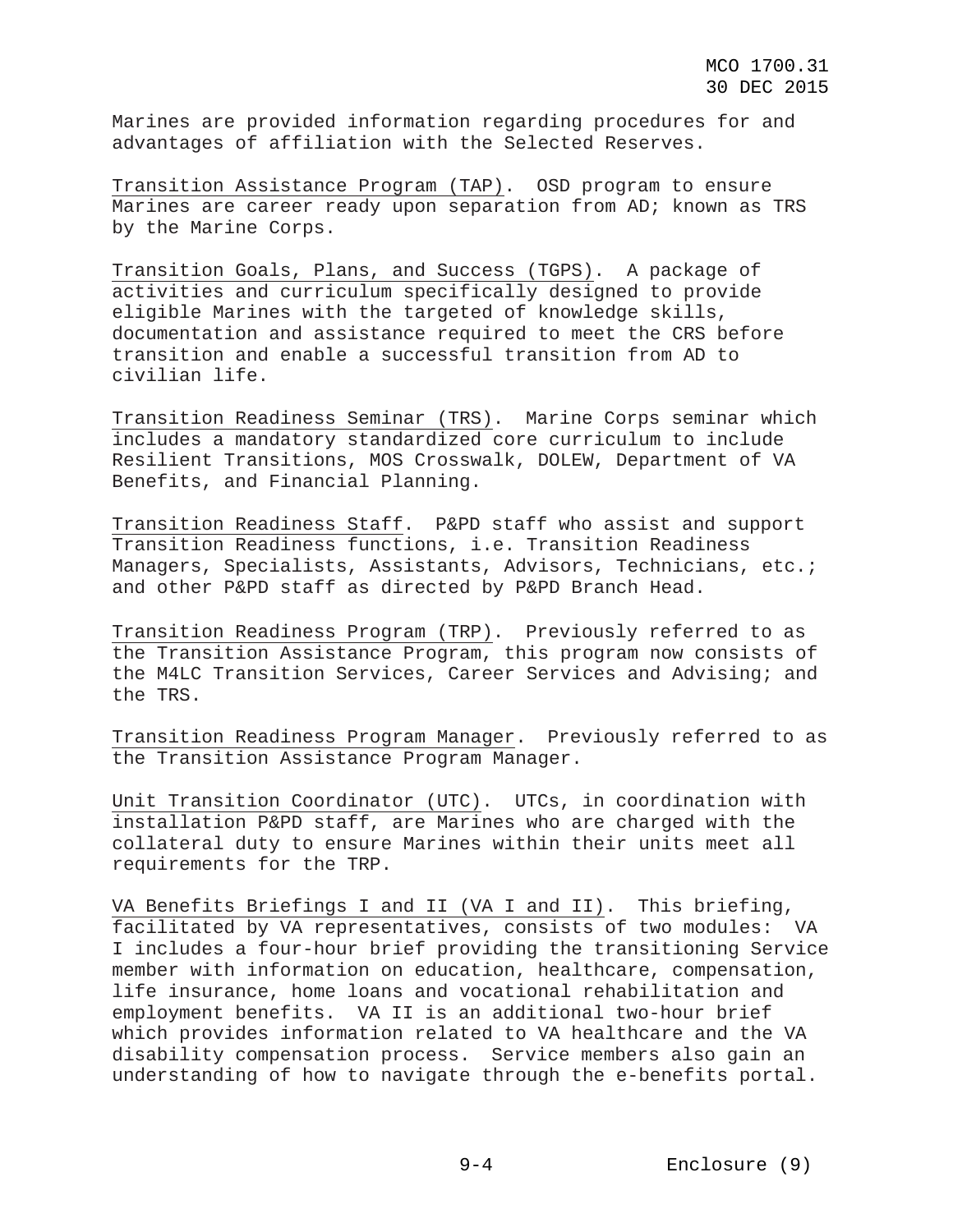Marines are provided information regarding procedures for and advantages of affiliation with the Selected Reserves.

Transition Assistance Program (TAP). OSD program to ensure Marines are career ready upon separation from AD; known as TRS by the Marine Corps.

Transition Goals, Plans, and Success (TGPS). A package of activities and curriculum specifically designed to provide eligible Marines with the targeted of knowledge skills, documentation and assistance required to meet the CRS before transition and enable a successful transition from AD to civilian life.

Transition Readiness Seminar (TRS). Marine Corps seminar which includes a mandatory standardized core curriculum to include Resilient Transitions, MOS Crosswalk, DOLEW, Department of VA Benefits, and Financial Planning.

Transition Readiness Staff. P&PD staff who assist and support Transition Readiness functions, i.e. Transition Readiness Managers, Specialists, Assistants, Advisors, Technicians, etc.; and other P&PD staff as directed by P&PD Branch Head.

Transition Readiness Program (TRP). Previously referred to as the Transition Assistance Program, this program now consists of the M4LC Transition Services, Career Services and Advising; and the TRS.

Transition Readiness Program Manager. Previously referred to as the Transition Assistance Program Manager.

Unit Transition Coordinator (UTC). UTCs, in coordination with installation P&PD staff, are Marines who are charged with the collateral duty to ensure Marines within their units meet all requirements for the TRP.

VA Benefits Briefings I and II (VA I and II). This briefing, facilitated by VA representatives, consists of two modules: VA I includes a four-hour brief providing the transitioning Service member with information on education, healthcare, compensation, life insurance, home loans and vocational rehabilitation and employment benefits. VA II is an additional two-hour brief which provides information related to VA healthcare and the VA disability compensation process. Service members also gain an understanding of how to navigate through the e-benefits portal.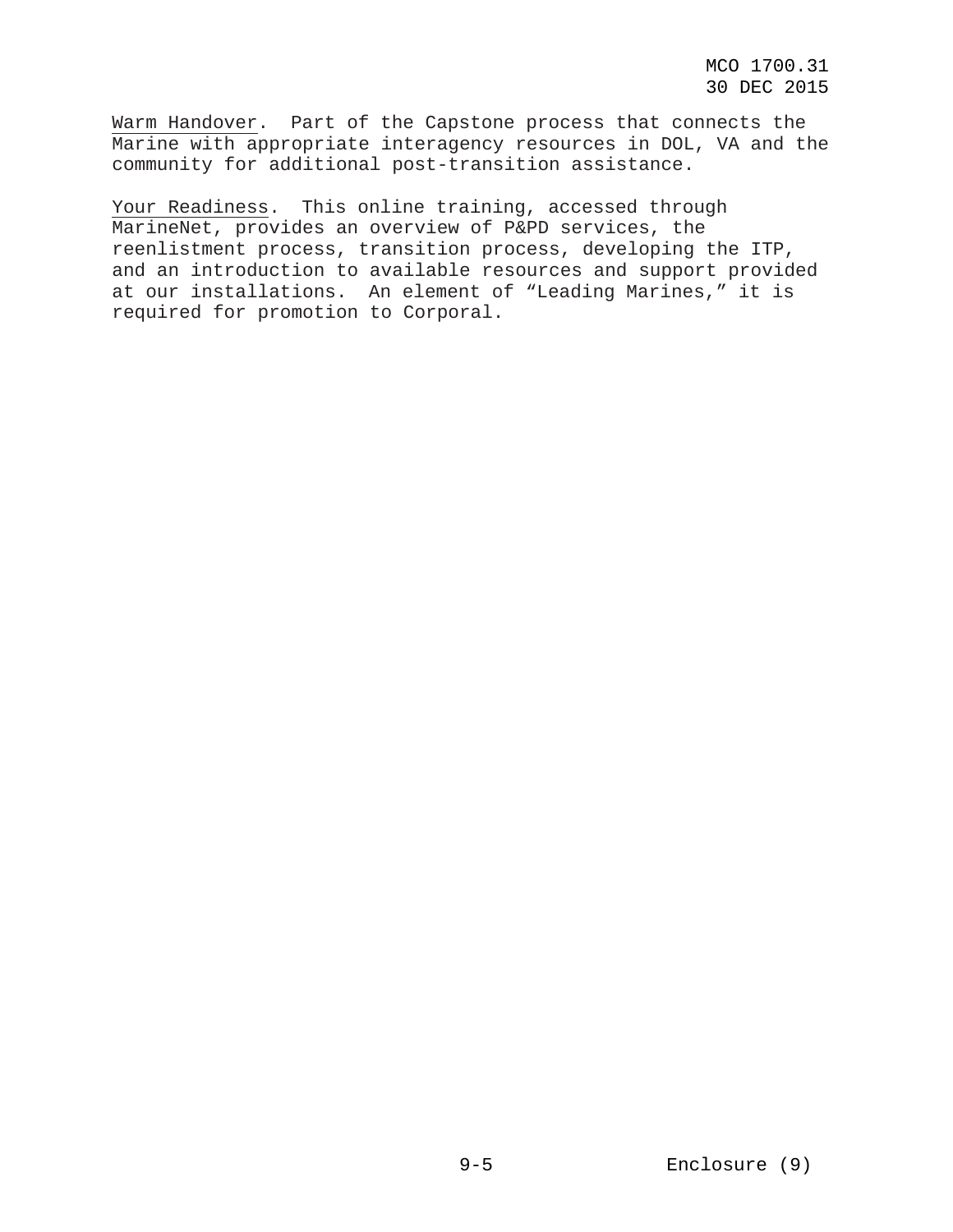<u>Warm Handover</u>. Part of the Capstone process that connects the Marine with appropriate interagency resources in DOL, VA and the community for additional post-transition assistance.

<u>Your Readiness</u>. This online training, accessed through MarineNet, provides an overview of P&PD services, the reenlistment process, transition process, developing the ITP, and an introduction to available resources and support provided at our installations. An element of "Leading Marines," it is required for promotion to Corporal.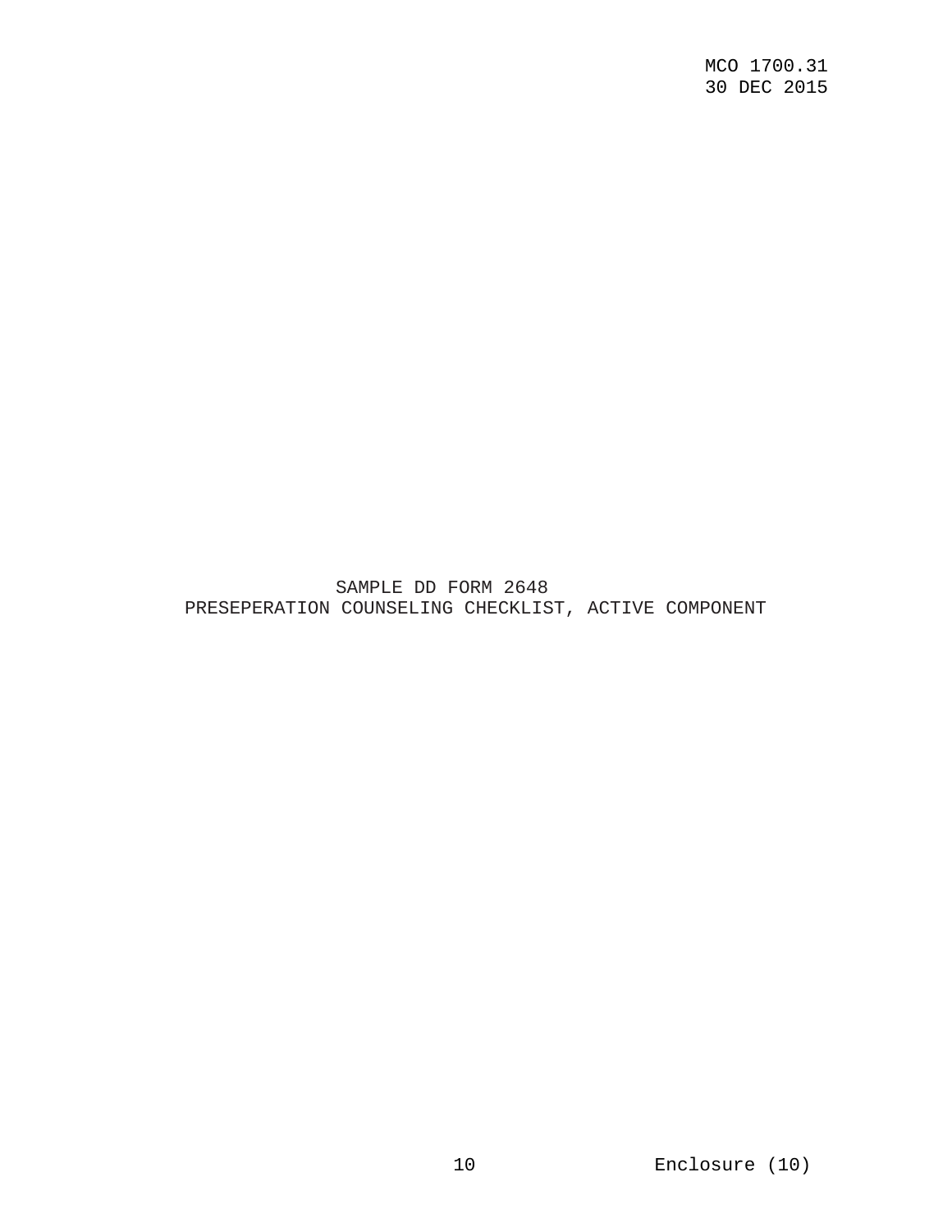SAMPLE DD FORM 2648
PRESEPERATION COUNSELING CHECKLIST, ACTIVE COMPONENT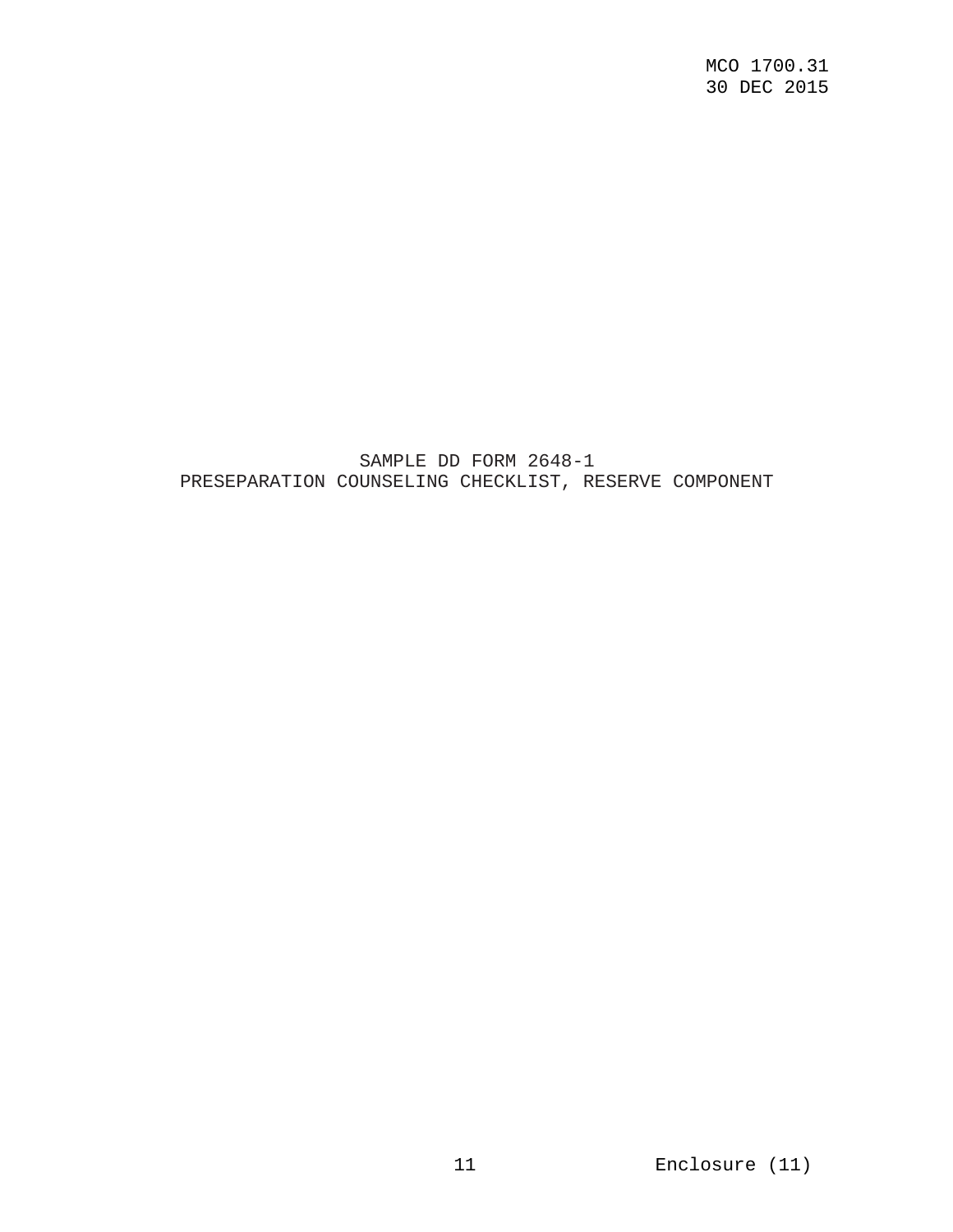SAMPLE DD FORM 2648-1
PRESEPARATION COUNSELING CHECKLIST, RESERVE COMPONENT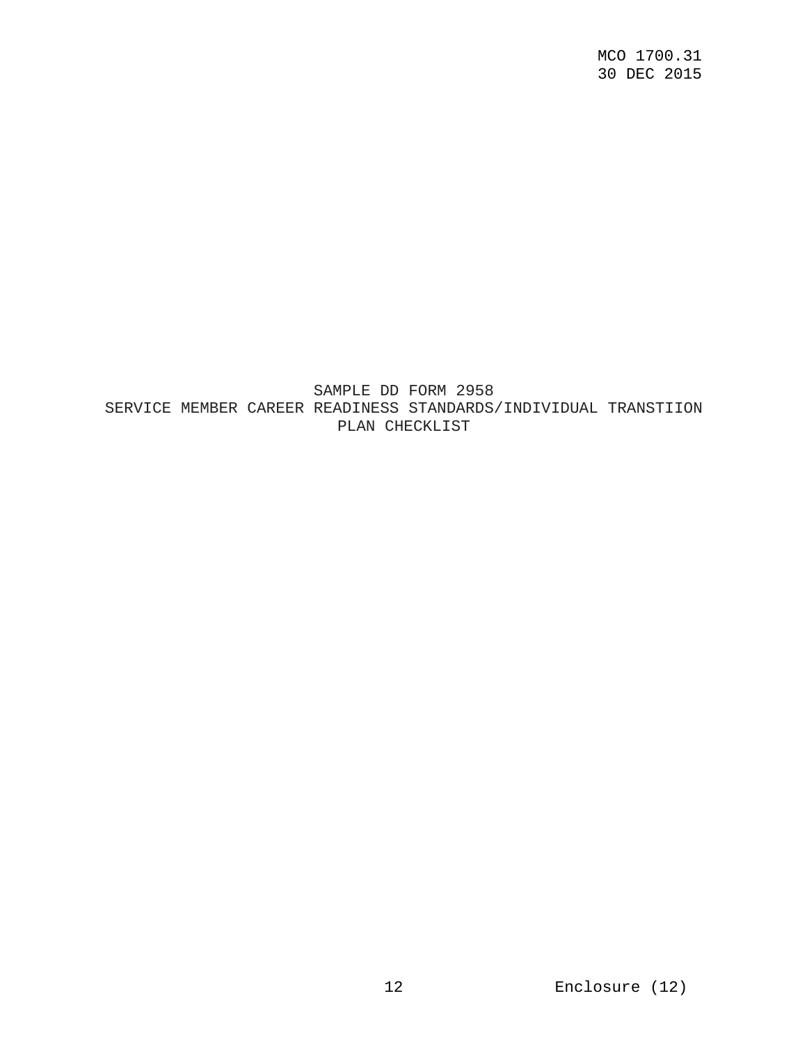SAMPLE DD FORM 2958
SERVICE MEMBER CAREER READINESS STANDARDS/INDIVIDUAL TRANSTIION PLAN CHECKLIST